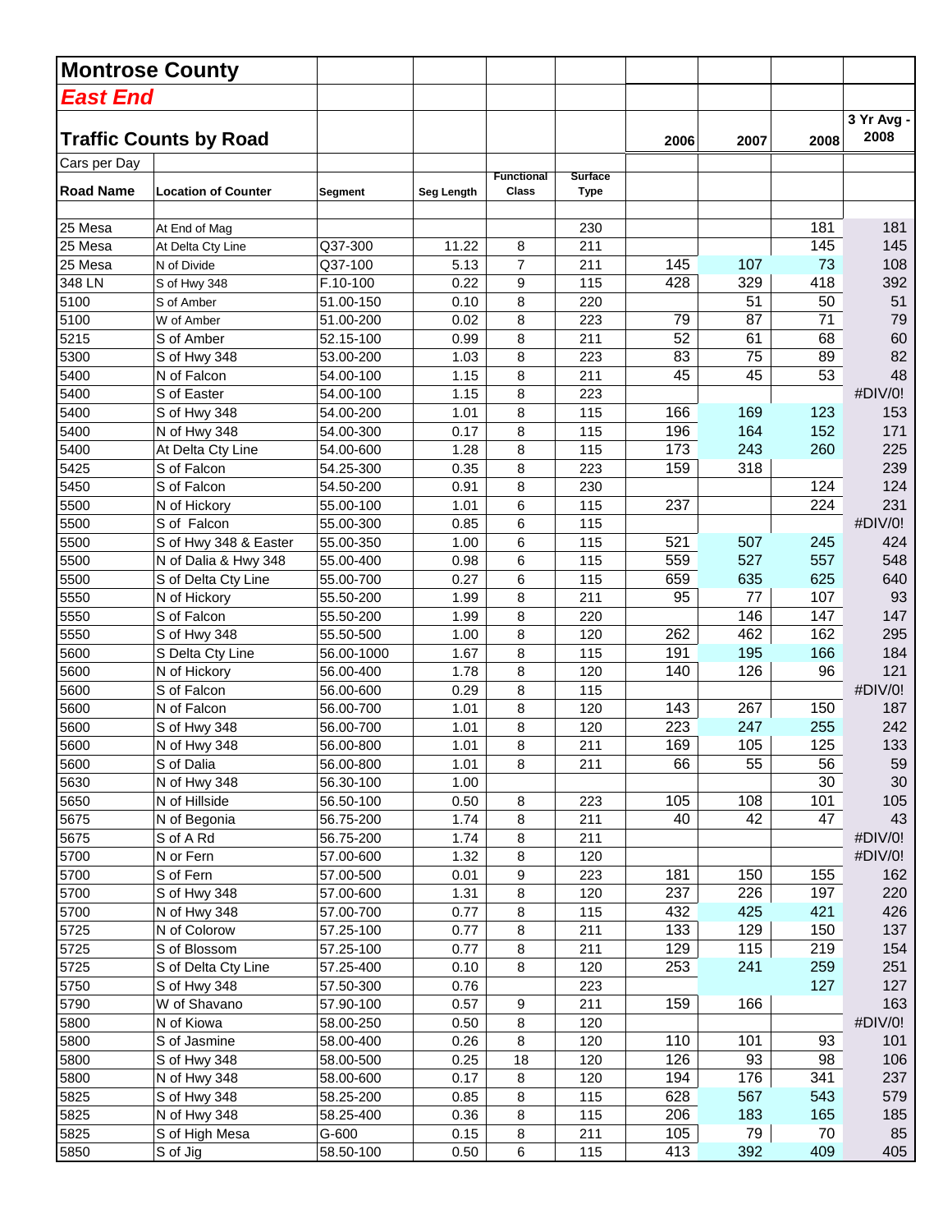# Montrose County

## *East End*

### Traffic Counts by Road

Cars per Day

| Road Name | Location of Counter | Segment | Seg Length | Functional Class | Surface Type | 2006 | 2007 | 2008 | 3 Yr Avg - 2008 |
|---|---|---|---|---|---|---|---|---|---|
| 25 Mesa | At End of Mag | | | | 230 | | | 181 | 181 |
| 25 Mesa | At Delta Cty Line | Q37-300 | 11.22 | 8 | 211 | | | 145 | 145 |
| 25 Mesa | N of Divide | Q37-100 | 5.13 | 7 | 211 | 145 | 107 | 73 | 108 |
| 348 LN | S of Hwy 348 | F.10-100 | 0.22 | 9 | 115 | 428 | 329 | 418 | 392 |
| 5100 | S of Amber | 51.00-150 | 0.10 | 8 | 220 | | 51 | 50 | 51 |
| 5100 | W of Amber | 51.00-200 | 0.02 | 8 | 223 | 79 | 87 | 71 | 79 |
| 5215 | S of Amber | 52.15-100 | 0.99 | 8 | 211 | 52 | 61 | 68 | 60 |
| 5300 | S of Hwy 348 | 53.00-200 | 1.03 | 8 | 223 | 83 | 75 | 89 | 82 |
| 5400 | N of Falcon | 54.00-100 | 1.15 | 8 | 211 | 45 | 45 | 53 | 48 |
| 5400 | S of Easter | 54.00-100 | 1.15 | 8 | 223 | | | | #DIV/0! |
| 5400 | S of Hwy 348 | 54.00-200 | 1.01 | 8 | 115 | 166 | 169 | 123 | 153 |
| 5400 | N of Hwy 348 | 54.00-300 | 0.17 | 8 | 115 | 196 | 164 | 152 | 171 |
| 5400 | At Delta Cty Line | 54.00-600 | 1.28 | 8 | 115 | 173 | 243 | 260 | 225 |
| 5425 | S of Falcon | 54.25-300 | 0.35 | 8 | 223 | 159 | 318 | | 239 |
| 5450 | S of Falcon | 54.50-200 | 0.91 | 8 | 230 | | | 124 | 124 |
| 5500 | N of Hickory | 55.00-100 | 1.01 | 6 | 115 | 237 | | 224 | 231 |
| 5500 | S of Falcon | 55.00-300 | 0.85 | 6 | 115 | | | | #DIV/0! |
| 5500 | S of Hwy 348 & Easter | 55.00-350 | 1.00 | 6 | 115 | 521 | 507 | 245 | 424 |
| 5500 | N of Dalia & Hwy 348 | 55.00-400 | 0.98 | 6 | 115 | 559 | 527 | 557 | 548 |
| 5500 | S of Delta Cty Line | 55.00-700 | 0.27 | 6 | 115 | 659 | 635 | 625 | 640 |
| 5550 | N of Hickory | 55.50-200 | 1.99 | 8 | 211 | 95 | 77 | 107 | 93 |
| 5550 | S of Falcon | 55.50-200 | 1.99 | 8 | 220 | | 146 | 147 | 147 |
| 5550 | S of Hwy 348 | 55.50-500 | 1.00 | 8 | 120 | 262 | 462 | 162 | 295 |
| 5600 | S Delta Cty Line | 56.00-1000 | 1.67 | 8 | 115 | 191 | 195 | 166 | 184 |
| 5600 | N of Hickory | 56.00-400 | 1.78 | 8 | 120 | 140 | 126 | 96 | 121 |
| 5600 | S of Falcon | 56.00-600 | 0.29 | 8 | 115 | | | | #DIV/0! |
| 5600 | N of Falcon | 56.00-700 | 1.01 | 8 | 120 | 143 | 267 | 150 | 187 |
| 5600 | S of Hwy 348 | 56.00-700 | 1.01 | 8 | 120 | 223 | 247 | 255 | 242 |
| 5600 | N of Hwy 348 | 56.00-800 | 1.01 | 8 | 211 | 169 | 105 | 125 | 133 |
| 5600 | S of Dalia | 56.00-800 | 1.01 | 8 | 211 | 66 | 55 | 56 | 59 |
| 5630 | N of Hwy 348 | 56.30-100 | 1.00 | | | | | 30 | 30 |
| 5650 | N of Hillside | 56.50-100 | 0.50 | 8 | 223 | 105 | 108 | 101 | 105 |
| 5675 | N of Begonia | 56.75-200 | 1.74 | 8 | 211 | 40 | 42 | 47 | 43 |
| 5675 | S of A Rd | 56.75-200 | 1.74 | 8 | 211 | | | | #DIV/0! |
| 5700 | N or Fern | 57.00-600 | 1.32 | 8 | 120 | | | | #DIV/0! |
| 5700 | S of Fern | 57.00-500 | 0.01 | 9 | 223 | 181 | 150 | 155 | 162 |
| 5700 | S of Hwy 348 | 57.00-600 | 1.31 | 8 | 120 | 237 | 226 | 197 | 220 |
| 5700 | N of Hwy 348 | 57.00-700 | 0.77 | 8 | 115 | 432 | 425 | 421 | 426 |
| 5725 | N of Colorow | 57.25-100 | 0.77 | 8 | 211 | 133 | 129 | 150 | 137 |
| 5725 | S of Blossom | 57.25-100 | 0.77 | 8 | 211 | 129 | 115 | 219 | 154 |
| 5725 | S of Delta Cty Line | 57.25-400 | 0.10 | 8 | 120 | 253 | 241 | 259 | 251 |
| 5750 | S of Hwy 348 | 57.50-300 | 0.76 | | 223 | | | 127 | 127 |
| 5790 | W of Shavano | 57.90-100 | 0.57 | 9 | 211 | 159 | 166 | | 163 |
| 5800 | N of Kiowa | 58.00-250 | 0.50 | 8 | 120 | | | | #DIV/0! |
| 5800 | S of Jasmine | 58.00-400 | 0.26 | 8 | 120 | 110 | 101 | 93 | 101 |
| 5800 | S of Hwy 348 | 58.00-500 | 0.25 | 18 | 120 | 126 | 93 | 98 | 106 |
| 5800 | N of Hwy 348 | 58.00-600 | 0.17 | 8 | 120 | 194 | 176 | 341 | 237 |
| 5825 | S of Hwy 348 | 58.25-200 | 0.85 | 8 | 115 | 628 | 567 | 543 | 579 |
| 5825 | N of Hwy 348 | 58.25-400 | 0.36 | 8 | 115 | 206 | 183 | 165 | 185 |
| 5825 | S of High Mesa | G-600 | 0.15 | 8 | 211 | 105 | 79 | 70 | 85 |
| 5850 | S of Jig | 58.50-100 | 0.50 | 6 | 115 | 413 | 392 | 409 | 405 |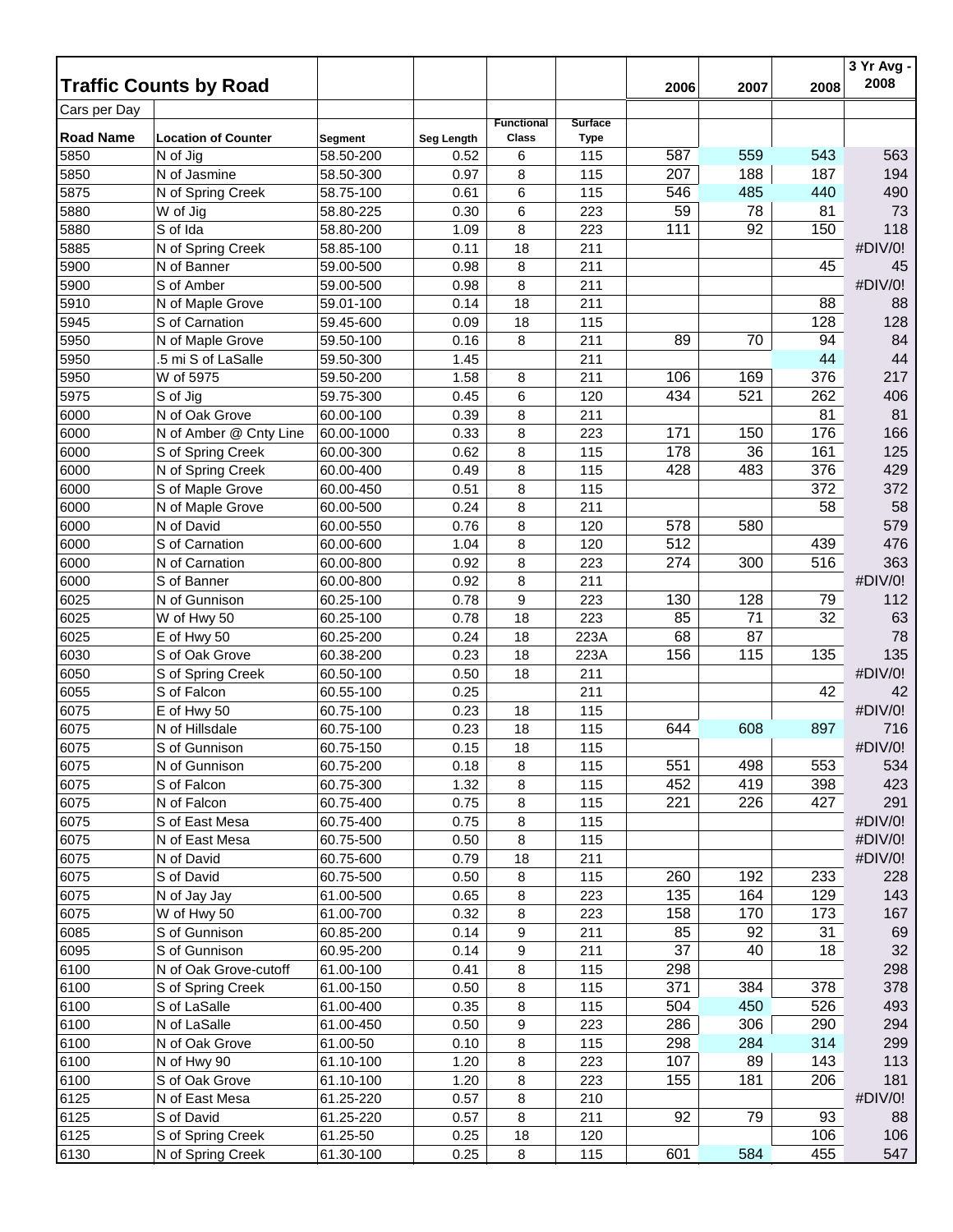# Traffic Counts by Road

Cars per Day

| Road Name | Location of Counter | Segment | Seg Length | Functional Class | Surface Type | 2006 | 2007 | 2008 | 3 Yr Avg - 2008 |
|---|---|---|---|---|---|---|---|---|---|
| 5850 | N of Jig | 58.50-200 | 0.52 | 6 | 115 | 587 | 559 | 543 | 563 |
| 5850 | N of Jasmine | 58.50-300 | 0.97 | 8 | 115 | 207 | 188 | 187 | 194 |
| 5875 | N of Spring Creek | 58.75-100 | 0.61 | 6 | 115 | 546 | 485 | 440 | 490 |
| 5880 | W of Jig | 58.80-225 | 0.30 | 6 | 223 | 59 | 78 | 81 | 73 |
| 5880 | S of Ida | 58.80-200 | 1.09 | 8 | 223 | 111 | 92 | 150 | 118 |
| 5885 | N of Spring Creek | 58.85-100 | 0.11 | 18 | 211 | | | | #DIV/0! |
| 5900 | N of Banner | 59.00-500 | 0.98 | 8 | 211 | | | 45 | 45 |
| 5900 | S of Amber | 59.00-500 | 0.98 | 8 | 211 | | | | #DIV/0! |
| 5910 | N of Maple Grove | 59.01-100 | 0.14 | 18 | 211 | | | 88 | 88 |
| 5945 | S of Carnation | 59.45-600 | 0.09 | 18 | 115 | | | 128 | 128 |
| 5950 | N of Maple Grove | 59.50-100 | 0.16 | 8 | 211 | 89 | 70 | 94 | 84 |
| 5950 | .5 mi S of LaSalle | 59.50-300 | 1.45 | | 211 | | | 44 | 44 |
| 5950 | W of 5975 | 59.50-200 | 1.58 | 8 | 211 | 106 | 169 | 376 | 217 |
| 5975 | S of Jig | 59.75-300 | 0.45 | 6 | 120 | 434 | 521 | 262 | 406 |
| 6000 | N of Oak Grove | 60.00-100 | 0.39 | 8 | 211 | | | 81 | 81 |
| 6000 | N of Amber @ Cnty Line | 60.00-1000 | 0.33 | 8 | 223 | 171 | 150 | 176 | 166 |
| 6000 | S of Spring Creek | 60.00-300 | 0.62 | 8 | 115 | 178 | 36 | 161 | 125 |
| 6000 | N of Spring Creek | 60.00-400 | 0.49 | 8 | 115 | 428 | 483 | 376 | 429 |
| 6000 | S of Maple Grove | 60.00-450 | 0.51 | 8 | 115 | | | 372 | 372 |
| 6000 | N of Maple Grove | 60.00-500 | 0.24 | 8 | 211 | | | 58 | 58 |
| 6000 | N of David | 60.00-550 | 0.76 | 8 | 120 | 578 | 580 | | 579 |
| 6000 | S of Carnation | 60.00-600 | 1.04 | 8 | 120 | 512 | | 439 | 476 |
| 6000 | N of Carnation | 60.00-800 | 0.92 | 8 | 223 | 274 | 300 | 516 | 363 |
| 6000 | S of Banner | 60.00-800 | 0.92 | 8 | 211 | | | | #DIV/0! |
| 6025 | N of Gunnison | 60.25-100 | 0.78 | 9 | 223 | 130 | 128 | 79 | 112 |
| 6025 | W of Hwy 50 | 60.25-100 | 0.78 | 18 | 223 | 85 | 71 | 32 | 63 |
| 6025 | E of Hwy 50 | 60.25-200 | 0.24 | 18 | 223A | 68 | 87 | | 78 |
| 6030 | S of Oak Grove | 60.38-200 | 0.23 | 18 | 223A | 156 | 115 | 135 | 135 |
| 6050 | S of Spring Creek | 60.50-100 | 0.50 | 18 | 211 | | | | #DIV/0! |
| 6055 | S of Falcon | 60.55-100 | 0.25 | | 211 | | | 42 | 42 |
| 6075 | E of Hwy 50 | 60.75-100 | 0.23 | 18 | 115 | | | | #DIV/0! |
| 6075 | N of Hillsdale | 60.75-100 | 0.23 | 18 | 115 | 644 | 608 | 897 | 716 |
| 6075 | S of Gunnison | 60.75-150 | 0.15 | 18 | 115 | | | | #DIV/0! |
| 6075 | N of Gunnison | 60.75-200 | 0.18 | 8 | 115 | 551 | 498 | 553 | 534 |
| 6075 | S of Falcon | 60.75-300 | 1.32 | 8 | 115 | 452 | 419 | 398 | 423 |
| 6075 | N of Falcon | 60.75-400 | 0.75 | 8 | 115 | 221 | 226 | 427 | 291 |
| 6075 | S of East Mesa | 60.75-400 | 0.75 | 8 | 115 | | | | #DIV/0! |
| 6075 | N of East Mesa | 60.75-500 | 0.50 | 8 | 115 | | | | #DIV/0! |
| 6075 | N of David | 60.75-600 | 0.79 | 18 | 211 | | | | #DIV/0! |
| 6075 | S of David | 60.75-500 | 0.50 | 8 | 115 | 260 | 192 | 233 | 228 |
| 6075 | N of Jay Jay | 61.00-500 | 0.65 | 8 | 223 | 135 | 164 | 129 | 143 |
| 6075 | W of Hwy 50 | 61.00-700 | 0.32 | 8 | 223 | 158 | 170 | 173 | 167 |
| 6085 | S of Gunnison | 60.85-200 | 0.14 | 9 | 211 | 85 | 92 | 31 | 69 |
| 6095 | S of Gunnison | 60.95-200 | 0.14 | 9 | 211 | 37 | 40 | 18 | 32 |
| 6100 | N of Oak Grove-cutoff | 61.00-100 | 0.41 | 8 | 115 | 298 | | | 298 |
| 6100 | S of Spring Creek | 61.00-150 | 0.50 | 8 | 115 | 371 | 384 | 378 | 378 |
| 6100 | S of LaSalle | 61.00-400 | 0.35 | 8 | 115 | 504 | 450 | 526 | 493 |
| 6100 | N of LaSalle | 61.00-450 | 0.50 | 9 | 223 | 286 | 306 | 290 | 294 |
| 6100 | N of Oak Grove | 61.00-50 | 0.10 | 8 | 115 | 298 | 284 | 314 | 299 |
| 6100 | N of Hwy 90 | 61.10-100 | 1.20 | 8 | 223 | 107 | 89 | 143 | 113 |
| 6100 | S of Oak Grove | 61.10-100 | 1.20 | 8 | 223 | 155 | 181 | 206 | 181 |
| 6125 | N of East Mesa | 61.25-220 | 0.57 | 8 | 210 | | | | #DIV/0! |
| 6125 | S of David | 61.25-220 | 0.57 | 8 | 211 | 92 | 79 | 93 | 88 |
| 6125 | S of Spring Creek | 61.25-50 | 0.25 | 18 | 120 | | | 106 | 106 |
| 6130 | N of Spring Creek | 61.30-100 | 0.25 | 8 | 115 | 601 | 584 | 455 | 547 |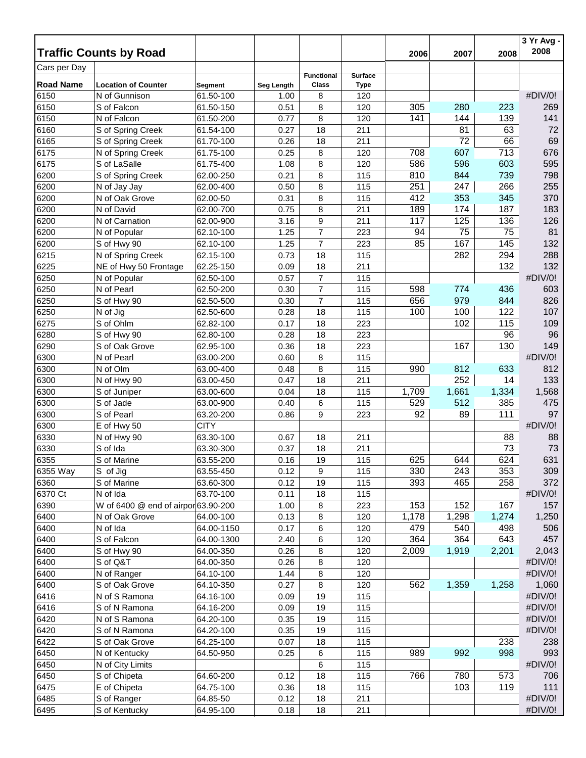## Traffic Counts by Road

Cars per Day

| Road Name | Location of Counter | Segment | Seg Length | Functional Class | Surface Type | 2006 | 2007 | 2008 | 3 Yr Avg - 2008 |
|---|---|---|---|---|---|---|---|---|---|
| 6150 | N of Gunnison | 61.50-100 | 1.00 | 8 | 120 | | | | #DIV/0! |
| 6150 | S of Falcon | 61.50-150 | 0.51 | 8 | 120 | 305 | 280 | 223 | 269 |
| 6150 | N of Falcon | 61.50-200 | 0.77 | 8 | 120 | 141 | 144 | 139 | 141 |
| 6160 | S of Spring Creek | 61.54-100 | 0.27 | 18 | 211 | | 81 | 63 | 72 |
| 6165 | S of Spring Creek | 61.70-100 | 0.26 | 18 | 211 | | 72 | 66 | 69 |
| 6175 | N of Spring Creek | 61.75-100 | 0.25 | 8 | 120 | 708 | 607 | 713 | 676 |
| 6175 | S of LaSalle | 61.75-400 | 1.08 | 8 | 120 | 586 | 596 | 603 | 595 |
| 6200 | S of Spring Creek | 62.00-250 | 0.21 | 8 | 115 | 810 | 844 | 739 | 798 |
| 6200 | N of Jay Jay | 62.00-400 | 0.50 | 8 | 115 | 251 | 247 | 266 | 255 |
| 6200 | N of Oak Grove | 62.00-50 | 0.31 | 8 | 115 | 412 | 353 | 345 | 370 |
| 6200 | N of David | 62.00-700 | 0.75 | 8 | 211 | 189 | 174 | 187 | 183 |
| 6200 | N of Carnation | 62.00-900 | 3.16 | 9 | 211 | 117 | 125 | 136 | 126 |
| 6200 | N of Popular | 62.10-100 | 1.25 | 7 | 223 | 94 | 75 | 75 | 81 |
| 6200 | S of Hwy 90 | 62.10-100 | 1.25 | 7 | 223 | 85 | 167 | 145 | 132 |
| 6215 | N of Spring Creek | 62.15-100 | 0.73 | 18 | 115 | | 282 | 294 | 288 |
| 6225 | NE of Hwy 50 Frontage | 62.25-150 | 0.09 | 18 | 211 | | | 132 | 132 |
| 6250 | N of Popular | 62.50-100 | 0.57 | 7 | 115 | | | | #DIV/0! |
| 6250 | N of Pearl | 62.50-200 | 0.30 | 7 | 115 | 598 | 774 | 436 | 603 |
| 6250 | S of Hwy 90 | 62.50-500 | 0.30 | 7 | 115 | 656 | 979 | 844 | 826 |
| 6250 | N of Jig | 62.50-600 | 0.28 | 18 | 115 | 100 | 100 | 122 | 107 |
| 6275 | S of Ohlm | 62.82-100 | 0.17 | 18 | 223 | | 102 | 115 | 109 |
| 6280 | S of Hwy 90 | 62.80-100 | 0.28 | 18 | 223 | | | 96 | 96 |
| 6290 | S of Oak Grove | 62.95-100 | 0.36 | 18 | 223 | | 167 | 130 | 149 |
| 6300 | N of Pearl | 63.00-200 | 0.60 | 8 | 115 | | | | #DIV/0! |
| 6300 | N of Olm | 63.00-400 | 0.48 | 8 | 115 | 990 | 812 | 633 | 812 |
| 6300 | N of Hwy 90 | 63.00-450 | 0.47 | 18 | 211 | | 252 | 14 | 133 |
| 6300 | S of Juniper | 63.00-600 | 0.04 | 18 | 115 | 1,709 | 1,661 | 1,334 | 1,568 |
| 6300 | S of Jade | 63.00-900 | 0.40 | 6 | 115 | 529 | 512 | 385 | 475 |
| 6300 | S of Pearl | 63.20-200 | 0.86 | 9 | 223 | 92 | 89 | 111 | 97 |
| 6300 | E of Hwy 50 | CITY | | | | | | | #DIV/0! |
| 6330 | N of Hwy 90 | 63.30-100 | 0.67 | 18 | 211 | | | 88 | 88 |
| 6330 | S of Ida | 63.30-300 | 0.37 | 18 | 211 | | | 73 | 73 |
| 6355 | S of Marine | 63.55-200 | 0.16 | 19 | 115 | 625 | 644 | 624 | 631 |
| 6355 Way | S of Jig | 63.55-450 | 0.12 | 9 | 115 | 330 | 243 | 353 | 309 |
| 6360 | S of Marine | 63.60-300 | 0.12 | 19 | 115 | 393 | 465 | 258 | 372 |
| 6370 Ct | N of Ida | 63.70-100 | 0.11 | 18 | 115 | | | | #DIV/0! |
| 6390 | W of 6400 @ end of airpor | 63.90-200 | 1.00 | 8 | 223 | 153 | 152 | 167 | 157 |
| 6400 | N of Oak Grove | 64.00-100 | 0.13 | 8 | 120 | 1,178 | 1,298 | 1,274 | 1,250 |
| 6400 | N of Ida | 64.00-1150 | 0.17 | 6 | 120 | 479 | 540 | 498 | 506 |
| 6400 | S of Falcon | 64.00-1300 | 2.40 | 6 | 120 | 364 | 364 | 643 | 457 |
| 6400 | S of Hwy 90 | 64.00-350 | 0.26 | 8 | 120 | 2,009 | 1,919 | 2,201 | 2,043 |
| 6400 | S of Q&T | 64.00-350 | 0.26 | 8 | 120 | | | | #DIV/0! |
| 6400 | N of Ranger | 64.10-100 | 1.44 | 8 | 120 | | | | #DIV/0! |
| 6400 | S of Oak Grove | 64.10-350 | 0.27 | 8 | 120 | 562 | 1,359 | 1,258 | 1,060 |
| 6416 | N of S Ramona | 64.16-100 | 0.09 | 19 | 115 | | | | #DIV/0! |
| 6416 | S of N Ramona | 64.16-200 | 0.09 | 19 | 115 | | | | #DIV/0! |
| 6420 | N of S Ramona | 64.20-100 | 0.35 | 19 | 115 | | | | #DIV/0! |
| 6420 | S of N Ramona | 64.20-100 | 0.35 | 19 | 115 | | | | #DIV/0! |
| 6422 | S of Oak Grove | 64.25-100 | 0.07 | 18 | 115 | | | 238 | 238 |
| 6450 | N of Kentucky | 64.50-950 | 0.25 | 6 | 115 | 989 | 992 | 998 | 993 |
| 6450 | N of City Limits | | | 6 | 115 | | | | #DIV/0! |
| 6450 | S of Chipeta | 64.60-200 | 0.12 | 18 | 115 | 766 | 780 | 573 | 706 |
| 6475 | E of Chipeta | 64.75-100 | 0.36 | 18 | 115 | | 103 | 119 | 111 |
| 6485 | S of Ranger | 64.85-50 | 0.12 | 18 | 211 | | | | #DIV/0! |
| 6495 | S of Kentucky | 64.95-100 | 0.18 | 18 | 211 | | | | #DIV/0! |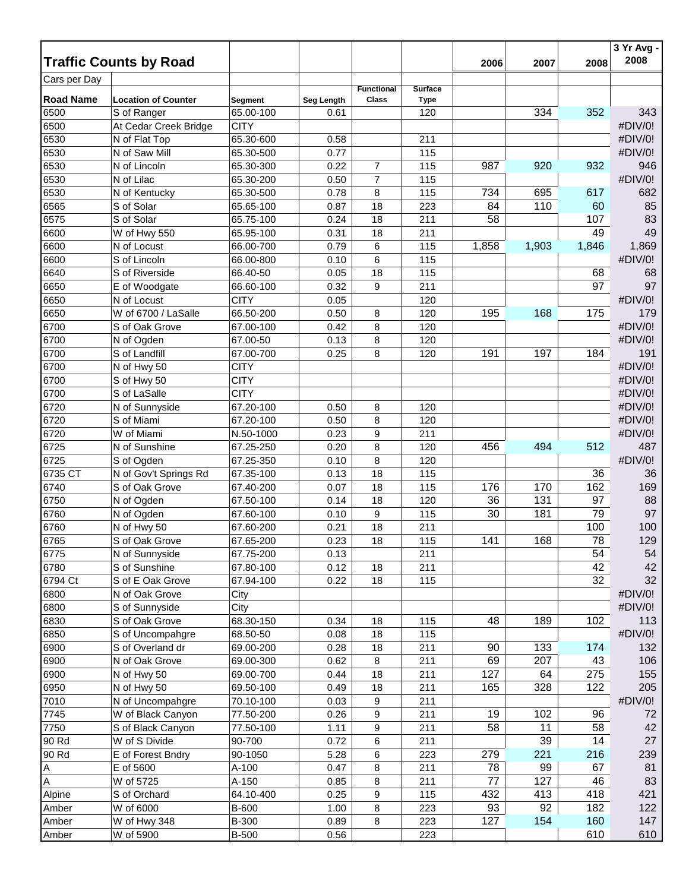## Traffic Counts by Road

Cars per Day

| Road Name | Location of Counter | Segment | Seg Length | Functional Class | Surface Type | 2006 | 2007 | 2008 | 3 Yr Avg - 2008 |
|---|---|---|---|---|---|---|---|---|---|
| 6500 | S of Ranger | 65.00-100 | 0.61 | | 120 | | 334 | 352 | 343 |
| 6500 | At Cedar Creek Bridge | CITY | | | | | | | #DIV/0! |
| 6530 | N of Flat Top | 65.30-600 | 0.58 | | 211 | | | | #DIV/0! |
| 6530 | N of Saw Mill | 65.30-500 | 0.77 | | 115 | | | | #DIV/0! |
| 6530 | N of Lincoln | 65.30-300 | 0.22 | 7 | 115 | 987 | 920 | 932 | 946 |
| 6530 | N of Lilac | 65.30-200 | 0.50 | 7 | 115 | | | | #DIV/0! |
| 6530 | N of Kentucky | 65.30-500 | 0.78 | 8 | 115 | 734 | 695 | 617 | 682 |
| 6565 | S of Solar | 65.65-100 | 0.87 | 18 | 223 | 84 | 110 | 60 | 85 |
| 6575 | S of Solar | 65.75-100 | 0.24 | 18 | 211 | 58 | | 107 | 83 |
| 6600 | W of Hwy 550 | 65.95-100 | 0.31 | 18 | 211 | | | 49 | 49 |
| 6600 | N of Locust | 66.00-700 | 0.79 | 6 | 115 | 1,858 | 1,903 | 1,846 | 1,869 |
| 6600 | S of Lincoln | 66.00-800 | 0.10 | 6 | 115 | | | | #DIV/0! |
| 6640 | S of Riverside | 66.40-50 | 0.05 | 18 | 115 | | | 68 | 68 |
| 6650 | E of Woodgate | 66.60-100 | 0.32 | 9 | 211 | | | 97 | 97 |
| 6650 | N of Locust | CITY | 0.05 | | 120 | | | | #DIV/0! |
| 6650 | W of 6700 / LaSalle | 66.50-200 | 0.50 | 8 | 120 | 195 | 168 | 175 | 179 |
| 6700 | S of Oak Grove | 67.00-100 | 0.42 | 8 | 120 | | | | #DIV/0! |
| 6700 | N of Ogden | 67.00-50 | 0.13 | 8 | 120 | | | | #DIV/0! |
| 6700 | S of Landfill | 67.00-700 | 0.25 | 8 | 120 | 191 | 197 | 184 | 191 |
| 6700 | N of Hwy 50 | CITY | | | | | | | #DIV/0! |
| 6700 | S of Hwy 50 | CITY | | | | | | | #DIV/0! |
| 6700 | S of LaSalle | CITY | | | | | | | #DIV/0! |
| 6720 | N of Sunnyside | 67.20-100 | 0.50 | 8 | 120 | | | | #DIV/0! |
| 6720 | S of Miami | 67.20-100 | 0.50 | 8 | 120 | | | | #DIV/0! |
| 6720 | W of Miami | N.50-1000 | 0.23 | 9 | 211 | | | | #DIV/0! |
| 6725 | N of Sunshine | 67.25-250 | 0.20 | 8 | 120 | 456 | 494 | 512 | 487 |
| 6725 | S of Ogden | 67.25-350 | 0.10 | 8 | 120 | | | | #DIV/0! |
| 6735 CT | N of Gov't Springs Rd | 67.35-100 | 0.13 | 18 | 115 | | | 36 | 36 |
| 6740 | S of Oak Grove | 67.40-200 | 0.07 | 18 | 115 | 176 | 170 | 162 | 169 |
| 6750 | N of Ogden | 67.50-100 | 0.14 | 18 | 120 | 36 | 131 | 97 | 88 |
| 6760 | N of Ogden | 67.60-100 | 0.10 | 9 | 115 | 30 | 181 | 79 | 97 |
| 6760 | N of Hwy 50 | 67.60-200 | 0.21 | 18 | 211 | | | 100 | 100 |
| 6765 | S of Oak Grove | 67.65-200 | 0.23 | 18 | 115 | 141 | 168 | 78 | 129 |
| 6775 | N of Sunnyside | 67.75-200 | 0.13 | | 211 | | | 54 | 54 |
| 6780 | S of Sunshine | 67.80-100 | 0.12 | 18 | 211 | | | 42 | 42 |
| 6794 Ct | S of E Oak Grove | 67.94-100 | 0.22 | 18 | 115 | | | 32 | 32 |
| 6800 | N of Oak Grove | City | | | | | | | #DIV/0! |
| 6800 | S of Sunnyside | City | | | | | | | #DIV/0! |
| 6830 | S of Oak Grove | 68.30-150 | 0.34 | 18 | 115 | 48 | 189 | 102 | 113 |
| 6850 | S of Uncompahgre | 68.50-50 | 0.08 | 18 | 115 | | | | #DIV/0! |
| 6900 | S of Overland dr | 69.00-200 | 0.28 | 18 | 211 | 90 | 133 | 174 | 132 |
| 6900 | N of Oak Grove | 69.00-300 | 0.62 | 8 | 211 | 69 | 207 | 43 | 106 |
| 6900 | N of Hwy 50 | 69.00-700 | 0.44 | 18 | 211 | 127 | 64 | 275 | 155 |
| 6950 | N of Hwy 50 | 69.50-100 | 0.49 | 18 | 211 | 165 | 328 | 122 | 205 |
| 7010 | N of Uncompahgre | 70.10-100 | 0.03 | 9 | 211 | | | | #DIV/0! |
| 7745 | W of Black Canyon | 77.50-200 | 0.26 | 9 | 211 | 19 | 102 | 96 | 72 |
| 7750 | S of Black Canyon | 77.50-100 | 1.11 | 9 | 211 | 58 | 11 | 58 | 42 |
| 90 Rd | W of S Divide | 90-700 | 0.72 | 6 | 211 | | 39 | 14 | 27 |
| 90 Rd | E of Forest Bndry | 90-1050 | 5.28 | 6 | 223 | 279 | 221 | 216 | 239 |
| A | E of 5600 | A-100 | 0.47 | 8 | 211 | 78 | 99 | 67 | 81 |
| A | W of 5725 | A-150 | 0.85 | 8 | 211 | 77 | 127 | 46 | 83 |
| Alpine | S of Orchard | 64.10-400 | 0.25 | 9 | 115 | 432 | 413 | 418 | 421 |
| Amber | W of 6000 | B-600 | 1.00 | 8 | 223 | 93 | 92 | 182 | 122 |
| Amber | W of Hwy 348 | B-300 | 0.89 | 8 | 223 | 127 | 154 | 160 | 147 |
| Amber | W of 5900 | B-500 | 0.56 | | 223 | | | 610 | 610 |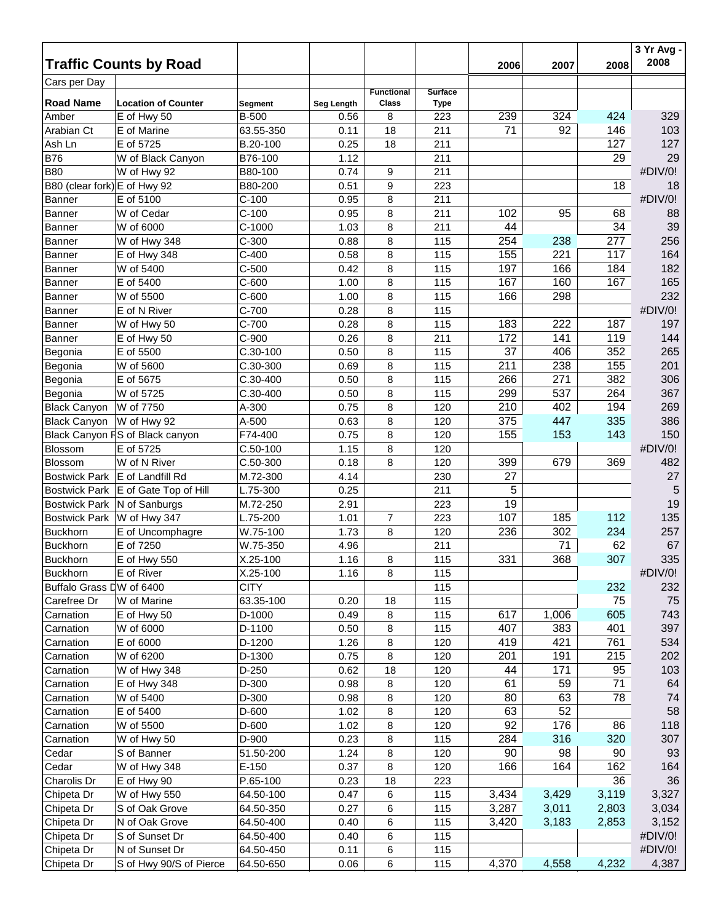| Traffic Counts by Road | | | | | | 2006 | 2007 | 2008 | 3 Yr Avg - 2008 |
|---|---|---|---|---|---|---|---|---|---|
| Cars per Day | | | | | | | | | |
| **Road Name** | **Location of Counter** | **Segment** | **Seg Length** | **Functional Class** | **Surface Type** | | | | |
| Amber | E of Hwy 50 | B-500 | 0.56 | 8 | 223 | 239 | 324 | 424 | 329 |
| Arabian Ct | E of Marine | 63.55-350 | 0.11 | 18 | 211 | 71 | 92 | 146 | 103 |
| Ash Ln | E of 5725 | B.20-100 | 0.25 | 18 | 211 | | | 127 | 127 |
| B76 | W of Black Canyon | B76-100 | 1.12 | | 211 | | | 29 | 29 |
| B80 | W of Hwy 92 | B80-100 | 0.74 | 9 | 211 | | | | #DIV/0! |
| B80 (clear fork) | E of Hwy 92 | B80-200 | 0.51 | 9 | 223 | | | 18 | 18 |
| Banner | E of 5100 | C-100 | 0.95 | 8 | 211 | | | | #DIV/0! |
| Banner | W of Cedar | C-100 | 0.95 | 8 | 211 | 102 | 95 | 68 | 88 |
| Banner | W of 6000 | C-1000 | 1.03 | 8 | 211 | 44 | | 34 | 39 |
| Banner | W of Hwy 348 | C-300 | 0.88 | 8 | 115 | 254 | 238 | 277 | 256 |
| Banner | E of Hwy 348 | C-400 | 0.58 | 8 | 115 | 155 | 221 | 117 | 164 |
| Banner | W of 5400 | C-500 | 0.42 | 8 | 115 | 197 | 166 | 184 | 182 |
| Banner | E of 5400 | C-600 | 1.00 | 8 | 115 | 167 | 160 | 167 | 165 |
| Banner | W of 5500 | C-600 | 1.00 | 8 | 115 | 166 | 298 | | 232 |
| Banner | E of N River | C-700 | 0.28 | 8 | 115 | | | | #DIV/0! |
| Banner | W of Hwy 50 | C-700 | 0.28 | 8 | 115 | 183 | 222 | 187 | 197 |
| Banner | E of Hwy 50 | C-900 | 0.26 | 8 | 211 | 172 | 141 | 119 | 144 |
| Begonia | E of 5500 | C.30-100 | 0.50 | 8 | 115 | 37 | 406 | 352 | 265 |
| Begonia | W of 5600 | C.30-300 | 0.69 | 8 | 115 | 211 | 238 | 155 | 201 |
| Begonia | E of 5675 | C.30-400 | 0.50 | 8 | 115 | 266 | 271 | 382 | 306 |
| Begonia | W of 5725 | C.30-400 | 0.50 | 8 | 115 | 299 | 537 | 264 | 367 |
| Black Canyon | W of 7750 | A-300 | 0.75 | 8 | 120 | 210 | 402 | 194 | 269 |
| Black Canyon | W of Hwy 92 | A-500 | 0.63 | 8 | 120 | 375 | 447 | 335 | 386 |
| Black Canyon F | S of Black canyon | F74-400 | 0.75 | 8 | 120 | 155 | 153 | 143 | 150 |
| Blossom | E of 5725 | C.50-100 | 1.15 | 8 | 120 | | | | #DIV/0! |
| Blossom | W of N River | C.50-300 | 0.18 | 8 | 120 | 399 | 679 | 369 | 482 |
| Bostwick Park | E of Landfill Rd | M.72-300 | 4.14 | | 230 | 27 | | | 27 |
| Bostwick Park | E of Gate Top of Hill | L.75-300 | 0.25 | | 211 | 5 | | | 5 |
| Bostwick Park | N of Sanburgs | M.72-250 | 2.91 | | 223 | 19 | | | 19 |
| Bostwick Park | W of Hwy 347 | L.75-200 | 1.01 | 7 | 223 | 107 | 185 | 112 | 135 |
| Buckhorn | E of Uncomphagre | W.75-100 | 1.73 | 8 | 120 | 236 | 302 | 234 | 257 |
| Buckhorn | E of 7250 | W.75-350 | 4.96 | | 211 | | 71 | 62 | 67 |
| Buckhorn | E of Hwy 550 | X.25-100 | 1.16 | 8 | 115 | 331 | 368 | 307 | 335 |
| Buckhorn | E of River | X.25-100 | 1.16 | 8 | 115 | | | | #DIV/0! |
| Buffalo Grass D | W of 6400 | CITY | | | 115 | | | 232 | 232 |
| Carefree Dr | W of Marine | 63.35-100 | 0.20 | 18 | 115 | | | 75 | 75 |
| Carnation | E of Hwy 50 | D-1000 | 0.49 | 8 | 115 | 617 | 1,006 | 605 | 743 |
| Carnation | W of 6000 | D-1100 | 0.50 | 8 | 115 | 407 | 383 | 401 | 397 |
| Carnation | E of 6000 | D-1200 | 1.26 | 8 | 120 | 419 | 421 | 761 | 534 |
| Carnation | W of 6200 | D-1300 | 0.75 | 8 | 120 | 201 | 191 | 215 | 202 |
| Carnation | W of Hwy 348 | D-250 | 0.62 | 18 | 120 | 44 | 171 | 95 | 103 |
| Carnation | E of Hwy 348 | D-300 | 0.98 | 8 | 120 | 61 | 59 | 71 | 64 |
| Carnation | W of 5400 | D-300 | 0.98 | 8 | 120 | 80 | 63 | 78 | 74 |
| Carnation | E of 5400 | D-600 | 1.02 | 8 | 120 | 63 | 52 | | 58 |
| Carnation | W of 5500 | D-600 | 1.02 | 8 | 120 | 92 | 176 | 86 | 118 |
| Carnation | W of Hwy 50 | D-900 | 0.23 | 8 | 115 | 284 | 316 | 320 | 307 |
| Cedar | S of Banner | 51.50-200 | 1.24 | 8 | 120 | 90 | 98 | 90 | 93 |
| Cedar | W of Hwy 348 | E-150 | 0.37 | 8 | 120 | 166 | 164 | 162 | 164 |
| Charolis Dr | E of Hwy 90 | P.65-100 | 0.23 | 18 | 223 | | | 36 | 36 |
| Chipeta Dr | W of Hwy 550 | 64.50-100 | 0.47 | 6 | 115 | 3,434 | 3,429 | 3,119 | 3,327 |
| Chipeta Dr | S of Oak Grove | 64.50-350 | 0.27 | 6 | 115 | 3,287 | 3,011 | 2,803 | 3,034 |
| Chipeta Dr | N of Oak Grove | 64.50-400 | 0.40 | 6 | 115 | 3,420 | 3,183 | 2,853 | 3,152 |
| Chipeta Dr | S of Sunset Dr | 64.50-400 | 0.40 | 6 | 115 | | | | #DIV/0! |
| Chipeta Dr | N of Sunset Dr | 64.50-450 | 0.11 | 6 | 115 | | | | #DIV/0! |
| Chipeta Dr | S of Hwy 90/S of Pierce | 64.50-650 | 0.06 | 6 | 115 | 4,370 | 4,558 | 4,232 | 4,387 |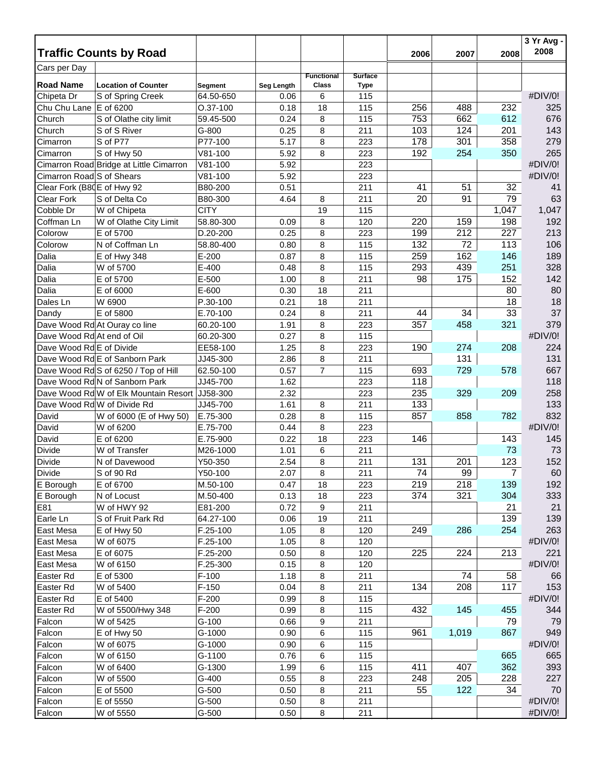## Traffic Counts by Road

Cars per Day

| Road Name | Location of Counter | Segment | Seg Length | Functional Class | Surface Type | 2006 | 2007 | 2008 | 3 Yr Avg - 2008 |
|---|---|---|---|---|---|---|---|---|---|
| Chipeta Dr | S of Spring Creek | 64.50-650 | 0.06 | 6 | 115 | | | | #DIV/0! |
| Chu Chu Lane | E of 6200 | O.37-100 | 0.18 | 18 | 115 | 256 | 488 | 232 | 325 |
| Church | S of Olathe city limit | 59.45-500 | 0.24 | 8 | 115 | 753 | 662 | 612 | 676 |
| Church | S of S River | G-800 | 0.25 | 8 | 211 | 103 | 124 | 201 | 143 |
| Cimarron | S of P77 | P77-100 | 5.17 | 8 | 223 | 178 | 301 | 358 | 279 |
| Cimarron | S of Hwy 50 | V81-100 | 5.92 | 8 | 223 | 192 | 254 | 350 | 265 |
| Cimarron Road | Bridge at Little Cimarron | V81-100 | 5.92 | | 223 | | | | #DIV/0! |
| Cimarron Road | S of Shears | V81-100 | 5.92 | | 223 | | | | #DIV/0! |
| Clear Fork (B80 | E of Hwy 92 | B80-200 | 0.51 | | 211 | 41 | 51 | 32 | 41 |
| Clear Fork | S of Delta Co | B80-300 | 4.64 | 8 | 211 | 20 | 91 | 79 | 63 |
| Cobble Dr | W of Chipeta | CITY | | 19 | 115 | | | 1,047 | 1,047 |
| Coffman Ln | W of Olathe City Limit | 58.80-300 | 0.09 | 8 | 120 | 220 | 159 | 198 | 192 |
| Colorow | E of 5700 | D.20-200 | 0.25 | 8 | 223 | 199 | 212 | 227 | 213 |
| Colorow | N of Coffman Ln | 58.80-400 | 0.80 | 8 | 115 | 132 | 72 | 113 | 106 |
| Dalia | E of Hwy 348 | E-200 | 0.87 | 8 | 115 | 259 | 162 | 146 | 189 |
| Dalia | W of 5700 | E-400 | 0.48 | 8 | 115 | 293 | 439 | 251 | 328 |
| Dalia | E of 5700 | E-500 | 1.00 | 8 | 211 | 98 | 175 | 152 | 142 |
| Dalia | E of 6000 | E-600 | 0.30 | 18 | 211 | | | 80 | 80 |
| Dales Ln | W 6900 | P.30-100 | 0.21 | 18 | 211 | | | 18 | 18 |
| Dandy | E of 5800 | E.70-100 | 0.24 | 8 | 211 | 44 | 34 | 33 | 37 |
| Dave Wood Rd | At Ouray co line | 60.20-100 | 1.91 | 8 | 223 | 357 | 458 | 321 | 379 |
| Dave Wood Rd | At end of Oil | 60.20-300 | 0.27 | 8 | 115 | | | | #DIV/0! |
| Dave Wood Rd | E of Divide | EE58-100 | 1.25 | 8 | 223 | 190 | 274 | 208 | 224 |
| Dave Wood Rd | E of Sanborn Park | JJ45-300 | 2.86 | 8 | 211 | | 131 | | 131 |
| Dave Wood Rd | S of 6250 / Top of Hill | 62.50-100 | 0.57 | 7 | 115 | 693 | 729 | 578 | 667 |
| Dave Wood Rd | N of Sanborn Park | JJ45-700 | 1.62 | | 223 | 118 | | | 118 |
| Dave Wood Rd | W of Elk Mountain Resort | JJ58-300 | 2.32 | | 223 | 235 | 329 | 209 | 258 |
| Dave Wood Rd | W of Divide Rd | JJ45-700 | 1.61 | 8 | 211 | 133 | | | 133 |
| David | W of 6000 (E of Hwy 50) | E.75-300 | 0.28 | 8 | 115 | 857 | 858 | 782 | 832 |
| David | W of 6200 | E.75-700 | 0.44 | 8 | 223 | | | | #DIV/0! |
| David | E of 6200 | E.75-900 | 0.22 | 18 | 223 | 146 | | 143 | 145 |
| Divide | W of Transfer | M26-1000 | 1.01 | 6 | 211 | | | 73 | 73 |
| Divide | N of Davewood | Y50-350 | 2.54 | 8 | 211 | 131 | 201 | 123 | 152 |
| Divide | S of 90 Rd | Y50-100 | 2.07 | 8 | 211 | 74 | 99 | 7 | 60 |
| E Borough | E of 6700 | M.50-100 | 0.47 | 18 | 223 | 219 | 218 | 139 | 192 |
| E Borough | N of Locust | M.50-400 | 0.13 | 18 | 223 | 374 | 321 | 304 | 333 |
| E81 | W of HWY 92 | E81-200 | 0.72 | 9 | 211 | | | 21 | 21 |
| Earle Ln | S of Fruit Park Rd | 64.27-100 | 0.06 | 19 | 211 | | | 139 | 139 |
| East Mesa | E of Hwy 50 | F.25-100 | 1.05 | 8 | 120 | 249 | 286 | 254 | 263 |
| East Mesa | W of 6075 | F.25-100 | 1.05 | 8 | 120 | | | | #DIV/0! |
| East Mesa | E of 6075 | F.25-200 | 0.50 | 8 | 120 | 225 | 224 | 213 | 221 |
| East Mesa | W of 6150 | F.25-300 | 0.15 | 8 | 120 | | | | #DIV/0! |
| Easter Rd | E of 5300 | F-100 | 1.18 | 8 | 211 | | 74 | 58 | 66 |
| Easter Rd | W of 5400 | F-150 | 0.04 | 8 | 211 | 134 | 208 | 117 | 153 |
| Easter Rd | E of 5400 | F-200 | 0.99 | 8 | 115 | | | | #DIV/0! |
| Easter Rd | W of 5500/Hwy 348 | F-200 | 0.99 | 8 | 115 | 432 | 145 | 455 | 344 |
| Falcon | W of 5425 | G-100 | 0.66 | 9 | 211 | | | 79 | 79 |
| Falcon | E of Hwy 50 | G-1000 | 0.90 | 6 | 115 | 961 | 1,019 | 867 | 949 |
| Falcon | W of 6075 | G-1000 | 0.90 | 6 | 115 | | | | #DIV/0! |
| Falcon | W of 6150 | G-1100 | 0.76 | 6 | 115 | | | 665 | 665 |
| Falcon | W of 6400 | G-1300 | 1.99 | 6 | 115 | 411 | 407 | 362 | 393 |
| Falcon | W of 5500 | G-400 | 0.55 | 8 | 223 | 248 | 205 | 228 | 227 |
| Falcon | E of 5500 | G-500 | 0.50 | 8 | 211 | 55 | 122 | 34 | 70 |
| Falcon | E of 5550 | G-500 | 0.50 | 8 | 211 | | | | #DIV/0! |
| Falcon | W of 5550 | G-500 | 0.50 | 8 | 211 | | | | #DIV/0! |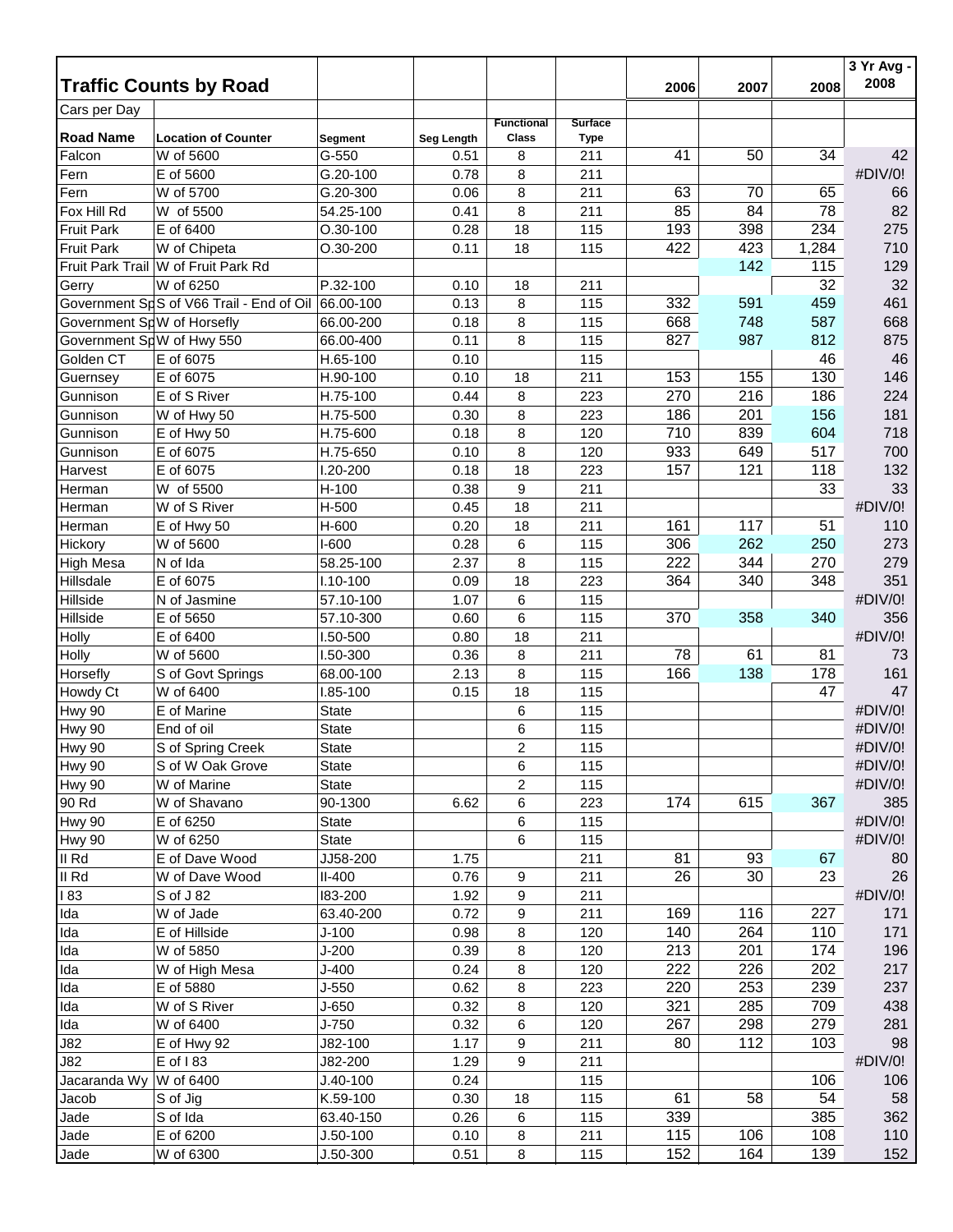| Traffic Counts by Road | | | | | | 2006 | 2007 | 2008 | 3 Yr Avg - 2008 |
|---|---|---|---|---|---|---|---|---|---|
| Cars per Day | | | | | | | | | |
| **Road Name** | **Location of Counter** | **Segment** | **Seg Length** | **Functional Class** | **Surface Type** | | | | |
| Falcon | W of 5600 | G-550 | 0.51 | 8 | 211 | 41 | 50 | 34 | 42 |
| Fern | E of 5600 | G.20-100 | 0.78 | 8 | 211 | | | | #DIV/0! |
| Fern | W of 5700 | G.20-300 | 0.06 | 8 | 211 | 63 | 70 | 65 | 66 |
| Fox Hill Rd | W of 5500 | 54.25-100 | 0.41 | 8 | 211 | 85 | 84 | 78 | 82 |
| Fruit Park | E of 6400 | O.30-100 | 0.28 | 18 | 115 | 193 | 398 | 234 | 275 |
| Fruit Park | W of Chipeta | O.30-200 | 0.11 | 18 | 115 | 422 | 423 | 1,284 | 710 |
| Fruit Park Trail | W of Fruit Park Rd | | | | | | 142 | 115 | 129 |
| Gerry | W of 6250 | P.32-100 | 0.10 | 18 | 211 | | | 32 | 32 |
| Government Sp | S of V66 Trail - End of Oil | 66.00-100 | 0.13 | 8 | 115 | 332 | 591 | 459 | 461 |
| Government Sp | W of Horsefly | 66.00-200 | 0.18 | 8 | 115 | 668 | 748 | 587 | 668 |
| Government Sp | W of Hwy 550 | 66.00-400 | 0.11 | 8 | 115 | 827 | 987 | 812 | 875 |
| Golden CT | E of 6075 | H.65-100 | 0.10 | | 115 | | | 46 | 46 |
| Guernsey | E of 6075 | H.90-100 | 0.10 | 18 | 211 | 153 | 155 | 130 | 146 |
| Gunnison | E of S River | H.75-100 | 0.44 | 8 | 223 | 270 | 216 | 186 | 224 |
| Gunnison | W of Hwy 50 | H.75-500 | 0.30 | 8 | 223 | 186 | 201 | 156 | 181 |
| Gunnison | E of Hwy 50 | H.75-600 | 0.18 | 8 | 120 | 710 | 839 | 604 | 718 |
| Gunnison | E of 6075 | H.75-650 | 0.10 | 8 | 120 | 933 | 649 | 517 | 700 |
| Harvest | E of 6075 | I.20-200 | 0.18 | 18 | 223 | 157 | 121 | 118 | 132 |
| Herman | W of 5500 | H-100 | 0.38 | 9 | 211 | | | 33 | 33 |
| Herman | W of S River | H-500 | 0.45 | 18 | 211 | | | | #DIV/0! |
| Herman | E of Hwy 50 | H-600 | 0.20 | 18 | 211 | 161 | 117 | 51 | 110 |
| Hickory | W of 5600 | I-600 | 0.28 | 6 | 115 | 306 | 262 | 250 | 273 |
| High Mesa | N of Ida | 58.25-100 | 2.37 | 8 | 115 | 222 | 344 | 270 | 279 |
| Hillsdale | E of 6075 | I.10-100 | 0.09 | 18 | 223 | 364 | 340 | 348 | 351 |
| Hillside | N of Jasmine | 57.10-100 | 1.07 | 6 | 115 | | | | #DIV/0! |
| Hillside | E of 5650 | 57.10-300 | 0.60 | 6 | 115 | 370 | 358 | 340 | 356 |
| Holly | E of 6400 | I.50-500 | 0.80 | 18 | 211 | | | | #DIV/0! |
| Holly | W of 5600 | I.50-300 | 0.36 | 8 | 211 | 78 | 61 | 81 | 73 |
| Horsefly | S of Govt Springs | 68.00-100 | 2.13 | 8 | 115 | 166 | 138 | 178 | 161 |
| Howdy Ct | W of 6400 | I.85-100 | 0.15 | 18 | 115 | | | 47 | 47 |
| Hwy 90 | E of Marine | State | | 6 | 115 | | | | #DIV/0! |
| Hwy 90 | End of oil | State | | 6 | 115 | | | | #DIV/0! |
| Hwy 90 | S of Spring Creek | State | | 2 | 115 | | | | #DIV/0! |
| Hwy 90 | S of W Oak Grove | State | | 6 | 115 | | | | #DIV/0! |
| Hwy 90 | W of Marine | State | | 2 | 115 | | | | #DIV/0! |
| 90 Rd | W of Shavano | 90-1300 | 6.62 | 6 | 223 | 174 | 615 | 367 | 385 |
| Hwy 90 | E of 6250 | State | | 6 | 115 | | | | #DIV/0! |
| Hwy 90 | W of 6250 | State | | 6 | 115 | | | | #DIV/0! |
| II Rd | E of Dave Wood | JJ58-200 | 1.75 | | 211 | 81 | 93 | 67 | 80 |
| II Rd | W of Dave Wood | II-400 | 0.76 | 9 | 211 | 26 | 30 | 23 | 26 |
| I 83 | S of J 82 | I83-200 | 1.92 | 9 | 211 | | | | #DIV/0! |
| Ida | W of Jade | 63.40-200 | 0.72 | 9 | 211 | 169 | 116 | 227 | 171 |
| Ida | E of Hillside | J-100 | 0.98 | 8 | 120 | 140 | 264 | 110 | 171 |
| Ida | W of 5850 | J-200 | 0.39 | 8 | 120 | 213 | 201 | 174 | 196 |
| Ida | W of High Mesa | J-400 | 0.24 | 8 | 120 | 222 | 226 | 202 | 217 |
| Ida | E of 5880 | J-550 | 0.62 | 8 | 223 | 220 | 253 | 239 | 237 |
| Ida | W of S River | J-650 | 0.32 | 8 | 120 | 321 | 285 | 709 | 438 |
| Ida | W of 6400 | J-750 | 0.32 | 6 | 120 | 267 | 298 | 279 | 281 |
| J82 | E of Hwy 92 | J82-100 | 1.17 | 9 | 211 | 80 | 112 | 103 | 98 |
| J82 | E of I 83 | J82-200 | 1.29 | 9 | 211 | | | | #DIV/0! |
| Jacaranda Wy | W of 6400 | J.40-100 | 0.24 | | 115 | | | 106 | 106 |
| Jacob | S of Jig | K.59-100 | 0.30 | 18 | 115 | 61 | 58 | 54 | 58 |
| Jade | S of Ida | 63.40-150 | 0.26 | 6 | 115 | 339 | | 385 | 362 |
| Jade | E of 6200 | J.50-100 | 0.10 | 8 | 211 | 115 | 106 | 108 | 110 |
| Jade | W of 6300 | J.50-300 | 0.51 | 8 | 115 | 152 | 164 | 139 | 152 |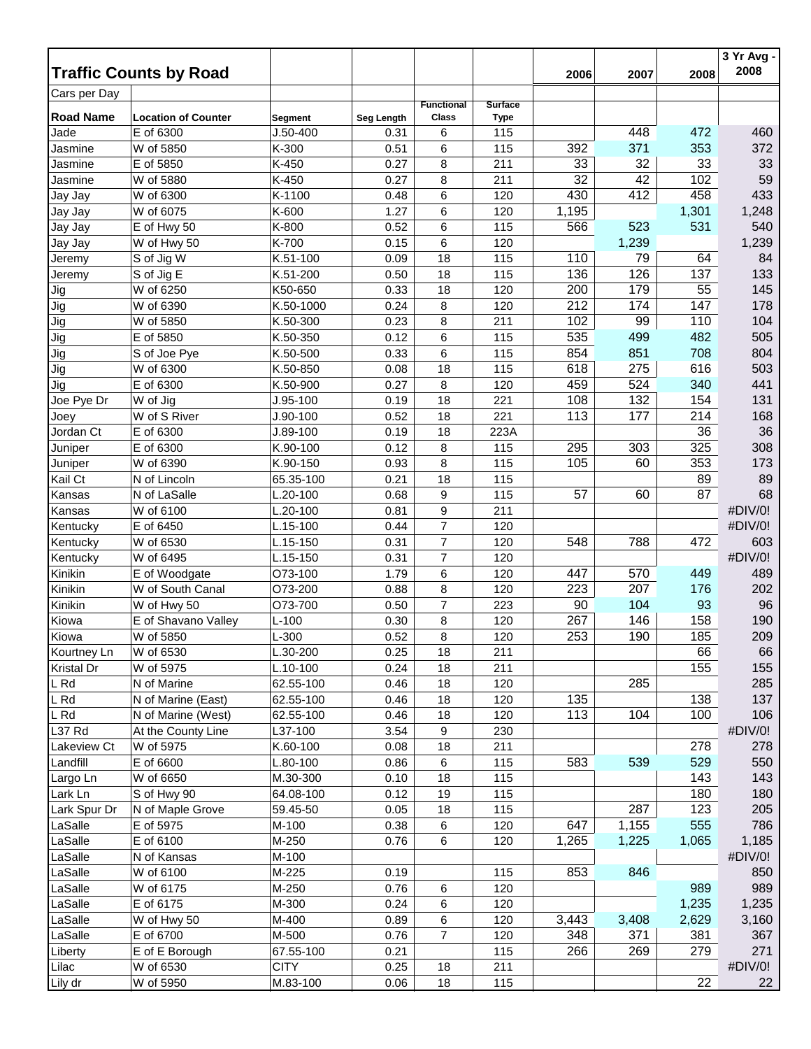## Traffic Counts by Road

Cars per Day

| Road Name | Location of Counter | Segment | Seg Length | Functional Class | Surface Type | 2006 | 2007 | 2008 | 3 Yr Avg - 2008 |
|---|---|---|---|---|---|---|---|---|---|
| Jade | E of 6300 | J.50-400 | 0.31 | 6 | 115 | | 448 | 472 | 460 |
| Jasmine | W of 5850 | K-300 | 0.51 | 6 | 115 | 392 | 371 | 353 | 372 |
| Jasmine | E of 5850 | K-450 | 0.27 | 8 | 211 | 33 | 32 | 33 | 33 |
| Jasmine | W of 5880 | K-450 | 0.27 | 8 | 211 | 32 | 42 | 102 | 59 |
| Jay Jay | W of 6300 | K-1100 | 0.48 | 6 | 120 | 430 | 412 | 458 | 433 |
| Jay Jay | W of 6075 | K-600 | 1.27 | 6 | 120 | 1,195 | | 1,301 | 1,248 |
| Jay Jay | E of Hwy 50 | K-800 | 0.52 | 6 | 115 | 566 | 523 | 531 | 540 |
| Jay Jay | W of Hwy 50 | K-700 | 0.15 | 6 | 120 | | 1,239 | | 1,239 |
| Jeremy | S of Jig W | K.51-100 | 0.09 | 18 | 115 | 110 | 79 | 64 | 84 |
| Jeremy | S of Jig E | K.51-200 | 0.50 | 18 | 115 | 136 | 126 | 137 | 133 |
| Jig | W of 6250 | K50-650 | 0.33 | 18 | 120 | 200 | 179 | 55 | 145 |
| Jig | W of 6390 | K.50-1000 | 0.24 | 8 | 120 | 212 | 174 | 147 | 178 |
| Jig | W of 5850 | K.50-300 | 0.23 | 8 | 211 | 102 | 99 | 110 | 104 |
| Jig | E of 5850 | K.50-350 | 0.12 | 6 | 115 | 535 | 499 | 482 | 505 |
| Jig | S of Joe Pye | K.50-500 | 0.33 | 6 | 115 | 854 | 851 | 708 | 804 |
| Jig | W of 6300 | K.50-850 | 0.08 | 18 | 115 | 618 | 275 | 616 | 503 |
| Jig | E of 6300 | K.50-900 | 0.27 | 8 | 120 | 459 | 524 | 340 | 441 |
| Joe Pye Dr | W of Jig | J.95-100 | 0.19 | 18 | 221 | 108 | 132 | 154 | 131 |
| Joey | W of S River | J.90-100 | 0.52 | 18 | 221 | 113 | 177 | 214 | 168 |
| Jordan Ct | E of 6300 | J.89-100 | 0.19 | 18 | 223A | | | 36 | 36 |
| Juniper | E of 6300 | K.90-100 | 0.12 | 8 | 115 | 295 | 303 | 325 | 308 |
| Juniper | W of 6390 | K.90-150 | 0.93 | 8 | 115 | 105 | 60 | 353 | 173 |
| Kail Ct | N of Lincoln | 65.35-100 | 0.21 | 18 | 115 | | | 89 | 89 |
| Kansas | N of LaSalle | L.20-100 | 0.68 | 9 | 115 | 57 | 60 | 87 | 68 |
| Kansas | W of 6100 | L.20-100 | 0.81 | 9 | 211 | | | | #DIV/0! |
| Kentucky | E of 6450 | L.15-100 | 0.44 | 7 | 120 | | | | #DIV/0! |
| Kentucky | W of 6530 | L.15-150 | 0.31 | 7 | 120 | 548 | 788 | 472 | 603 |
| Kentucky | W of 6495 | L.15-150 | 0.31 | 7 | 120 | | | | #DIV/0! |
| Kinikin | E of Woodgate | O73-100 | 1.79 | 6 | 120 | 447 | 570 | 449 | 489 |
| Kinikin | W of South Canal | O73-200 | 0.88 | 8 | 120 | 223 | 207 | 176 | 202 |
| Kinikin | W of Hwy 50 | O73-700 | 0.50 | 7 | 223 | 90 | 104 | 93 | 96 |
| Kiowa | E of Shavano Valley | L-100 | 0.30 | 8 | 120 | 267 | 146 | 158 | 190 |
| Kiowa | W of 5850 | L-300 | 0.52 | 8 | 120 | 253 | 190 | 185 | 209 |
| Kourtney Ln | W of 6530 | L.30-200 | 0.25 | 18 | 211 | | | 66 | 66 |
| Kristal Dr | W of 5975 | L.10-100 | 0.24 | 18 | 211 | | | 155 | 155 |
| L Rd | N of Marine | 62.55-100 | 0.46 | 18 | 120 | | 285 | | 285 |
| L Rd | N of Marine (East) | 62.55-100 | 0.46 | 18 | 120 | 135 | | 138 | 137 |
| L Rd | N of Marine (West) | 62.55-100 | 0.46 | 18 | 120 | 113 | 104 | 100 | 106 |
| L37 Rd | At the County Line | L37-100 | 3.54 | 9 | 230 | | | | #DIV/0! |
| Lakeview Ct | W of 5975 | K.60-100 | 0.08 | 18 | 211 | | | 278 | 278 |
| Landfill | E of 6600 | L.80-100 | 0.86 | 6 | 115 | 583 | 539 | 529 | 550 |
| Largo Ln | W of 6650 | M.30-300 | 0.10 | 18 | 115 | | | 143 | 143 |
| Lark Ln | S of Hwy 90 | 64.08-100 | 0.12 | 19 | 115 | | | 180 | 180 |
| Lark Spur Dr | N of Maple Grove | 59.45-50 | 0.05 | 18 | 115 | | 287 | 123 | 205 |
| LaSalle | E of 5975 | M-100 | 0.38 | 6 | 120 | 647 | 1,155 | 555 | 786 |
| LaSalle | E of 6100 | M-250 | 0.76 | 6 | 120 | 1,265 | 1,225 | 1,065 | 1,185 |
| LaSalle | N of Kansas | M-100 | | | | | | | #DIV/0! |
| LaSalle | W of 6100 | M-225 | 0.19 | | 115 | 853 | 846 | | 850 |
| LaSalle | W of 6175 | M-250 | 0.76 | 6 | 120 | | | 989 | 989 |
| LaSalle | E of 6175 | M-300 | 0.24 | 6 | 120 | | | 1,235 | 1,235 |
| LaSalle | W of Hwy 50 | M-400 | 0.89 | 6 | 120 | 3,443 | 3,408 | 2,629 | 3,160 |
| LaSalle | E of 6700 | M-500 | 0.76 | 7 | 120 | 348 | 371 | 381 | 367 |
| Liberty | E of E Borough | 67.55-100 | 0.21 | | 115 | 266 | 269 | 279 | 271 |
| Lilac | W of 6530 | CITY | 0.25 | 18 | 211 | | | | #DIV/0! |
| Lily dr | W of 5950 | M.83-100 | 0.06 | 18 | 115 | | | 22 | 22 |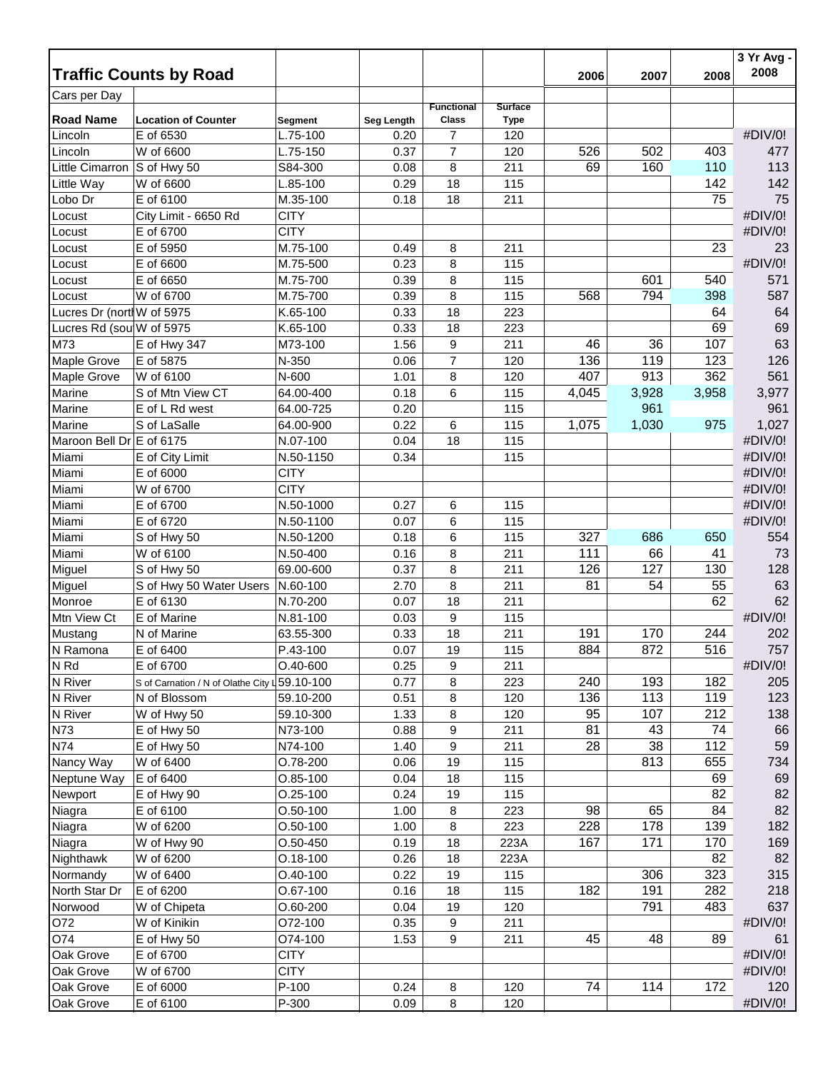# Traffic Counts by Road

Cars per Day

| Road Name | Location of Counter | Segment | Seg Length | Functional Class | Surface Type | 2006 | 2007 | 2008 | 3 Yr Avg - 2008 |
|---|---|---|---|---|---|---|---|---|---|
| Lincoln | E of 6530 | L.75-100 | 0.20 | 7 | 120 | | | | #DIV/0! |
| Lincoln | W of 6600 | L.75-150 | 0.37 | 7 | 120 | 526 | 502 | 403 | 477 |
| Little Cimarron | S of Hwy 50 | S84-300 | 0.08 | 8 | 211 | 69 | 160 | 110 | 113 |
| Little Way | W of 6600 | L.85-100 | 0.29 | 18 | 115 | | | 142 | 142 |
| Lobo Dr | E of 6100 | M.35-100 | 0.18 | 18 | 211 | | | 75 | 75 |
| Locust | City Limit - 6650 Rd | CITY | | | | | | | #DIV/0! |
| Locust | E of 6700 | CITY | | | | | | | #DIV/0! |
| Locust | E of 5950 | M.75-100 | 0.49 | 8 | 211 | | | 23 | 23 |
| Locust | E of 6600 | M.75-500 | 0.23 | 8 | 115 | | | | #DIV/0! |
| Locust | E of 6650 | M.75-700 | 0.39 | 8 | 115 | | 601 | 540 | 571 |
| Locust | W of 6700 | M.75-700 | 0.39 | 8 | 115 | 568 | 794 | 398 | 587 |
| Lucres Dr (north) | W of 5975 | K.65-100 | 0.33 | 18 | 223 | | | 64 | 64 |
| Lucres Rd (south) | W of 5975 | K.65-100 | 0.33 | 18 | 223 | | | 69 | 69 |
| M73 | E of Hwy 347 | M73-100 | 1.56 | 9 | 211 | 46 | 36 | 107 | 63 |
| Maple Grove | E of 5875 | N-350 | 0.06 | 7 | 120 | 136 | 119 | 123 | 126 |
| Maple Grove | W of 6100 | N-600 | 1.01 | 8 | 120 | 407 | 913 | 362 | 561 |
| Marine | S of Mtn View CT | 64.00-400 | 0.18 | 6 | 115 | 4,045 | 3,928 | 3,958 | 3,977 |
| Marine | E of L Rd west | 64.00-725 | 0.20 | | 115 | | 961 | | 961 |
| Marine | S of LaSalle | 64.00-900 | 0.22 | 6 | 115 | 1,075 | 1,030 | 975 | 1,027 |
| Maroon Bell Dr | E of 6175 | N.07-100 | 0.04 | 18 | 115 | | | | #DIV/0! |
| Miami | E of City Limit | N.50-1150 | 0.34 | | 115 | | | | #DIV/0! |
| Miami | E of 6000 | CITY | | | | | | | #DIV/0! |
| Miami | W of 6700 | CITY | | | | | | | #DIV/0! |
| Miami | E of 6700 | N.50-1000 | 0.27 | 6 | 115 | | | | #DIV/0! |
| Miami | E of 6720 | N.50-1100 | 0.07 | 6 | 115 | | | | #DIV/0! |
| Miami | S of Hwy 50 | N.50-1200 | 0.18 | 6 | 115 | 327 | 686 | 650 | 554 |
| Miami | W of 6100 | N.50-400 | 0.16 | 8 | 211 | 111 | 66 | 41 | 73 |
| Miguel | S of Hwy 50 | 69.00-600 | 0.37 | 8 | 211 | 126 | 127 | 130 | 128 |
| Miguel | S of Hwy 50 Water Users | N.60-100 | 2.70 | 8 | 211 | 81 | 54 | 55 | 63 |
| Monroe | E of 6130 | N.70-200 | 0.07 | 18 | 211 | | | 62 | 62 |
| Mtn View Ct | E of Marine | N.81-100 | 0.03 | 9 | 115 | | | | #DIV/0! |
| Mustang | N of Marine | 63.55-300 | 0.33 | 18 | 211 | 191 | 170 | 244 | 202 |
| N Ramona | E of 6400 | P.43-100 | 0.07 | 19 | 115 | 884 | 872 | 516 | 757 |
| N Rd | E of 6700 | O.40-600 | 0.25 | 9 | 211 | | | | #DIV/0! |
| N River | S of Carnation / N of Olathe City L | 59.10-100 | 0.77 | 8 | 223 | 240 | 193 | 182 | 205 |
| N River | N of Blossom | 59.10-200 | 0.51 | 8 | 120 | 136 | 113 | 119 | 123 |
| N River | W of Hwy 50 | 59.10-300 | 1.33 | 8 | 120 | 95 | 107 | 212 | 138 |
| N73 | E of Hwy 50 | N73-100 | 0.88 | 9 | 211 | 81 | 43 | 74 | 66 |
| N74 | E of Hwy 50 | N74-100 | 1.40 | 9 | 211 | 28 | 38 | 112 | 59 |
| Nancy Way | W of 6400 | O.78-200 | 0.06 | 19 | 115 | | 813 | 655 | 734 |
| Neptune Way | E of 6400 | O.85-100 | 0.04 | 18 | 115 | | | 69 | 69 |
| Newport | E of Hwy 90 | O.25-100 | 0.24 | 19 | 115 | | | 82 | 82 |
| Niagra | E of 6100 | O.50-100 | 1.00 | 8 | 223 | 98 | 65 | 84 | 82 |
| Niagra | W of 6200 | O.50-100 | 1.00 | 8 | 223 | 228 | 178 | 139 | 182 |
| Niagra | W of Hwy 90 | O.50-450 | 0.19 | 18 | 223A | 167 | 171 | 170 | 169 |
| Nighthawk | W of 6200 | O.18-100 | 0.26 | 18 | 223A | | | 82 | 82 |
| Normandy | W of 6400 | O.40-100 | 0.22 | 19 | 115 | | 306 | 323 | 315 |
| North Star Dr | E of 6200 | O.67-100 | 0.16 | 18 | 115 | 182 | 191 | 282 | 218 |
| Norwood | W of Chipeta | O.60-200 | 0.04 | 19 | 120 | | 791 | 483 | 637 |
| O72 | W of Kinikin | O72-100 | 0.35 | 9 | 211 | | | | #DIV/0! |
| O74 | E of Hwy 50 | O74-100 | 1.53 | 9 | 211 | 45 | 48 | 89 | 61 |
| Oak Grove | E of 6700 | CITY | | | | | | | #DIV/0! |
| Oak Grove | W of 6700 | CITY | | | | | | | #DIV/0! |
| Oak Grove | E of 6000 | P-100 | 0.24 | 8 | 120 | 74 | 114 | 172 | 120 |
| Oak Grove | E of 6100 | P-300 | 0.09 | 8 | 120 | | | | #DIV/0! |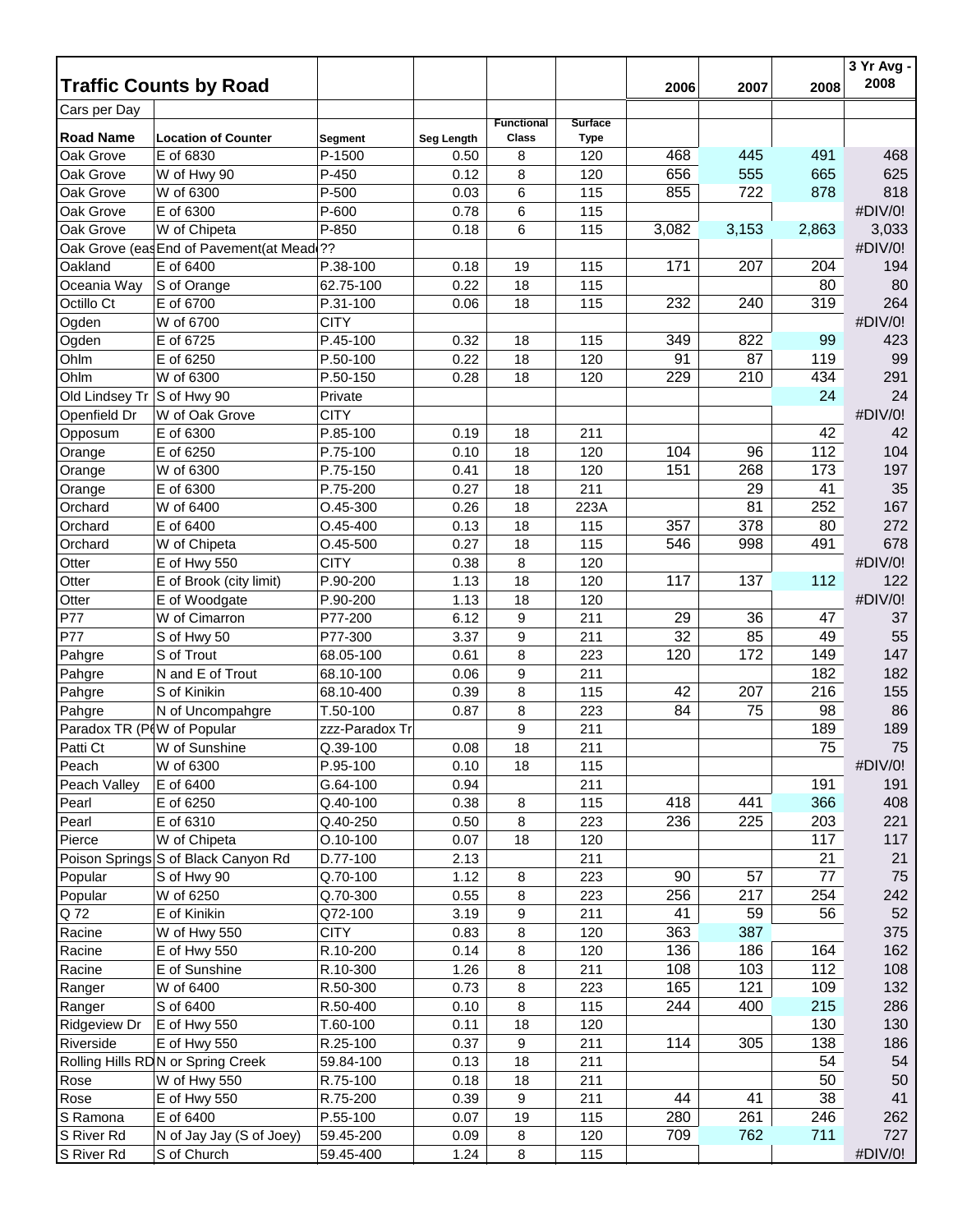## Traffic Counts by Road

Cars per Day

| Road Name | Location of Counter | Segment | Seg Length | Functional Class | Surface Type | 2006 | 2007 | 2008 | 3 Yr Avg - 2008 |
|---|---|---|---|---|---|---|---|---|---|
| Oak Grove | E of 6830 | P-1500 | 0.50 | 8 | 120 | 468 | 445 | 491 | 468 |
| Oak Grove | W of Hwy 90 | P-450 | 0.12 | 8 | 120 | 656 | 555 | 665 | 625 |
| Oak Grove | W of 6300 | P-500 | 0.03 | 6 | 115 | 855 | 722 | 878 | 818 |
| Oak Grove | E of 6300 | P-600 | 0.78 | 6 | 115 | | | | #DIV/0! |
| Oak Grove | W of Chipeta | P-850 | 0.18 | 6 | 115 | 3,082 | 3,153 | 2,863 | 3,033 |
| Oak Grove (eas | End of Pavement(at Mead | ?? | | | | | | | #DIV/0! |
| Oakland | E of 6400 | P.38-100 | 0.18 | 19 | 115 | 171 | 207 | 204 | 194 |
| Oceania Way | S of Orange | 62.75-100 | 0.22 | 18 | 115 | | | 80 | 80 |
| Octillo Ct | E of 6700 | P.31-100 | 0.06 | 18 | 115 | 232 | 240 | 319 | 264 |
| Ogden | W of 6700 | CITY | | | | | | | #DIV/0! |
| Ogden | E of 6725 | P.45-100 | 0.32 | 18 | 115 | 349 | 822 | 99 | 423 |
| Ohlm | E of 6250 | P.50-100 | 0.22 | 18 | 120 | 91 | 87 | 119 | 99 |
| Ohlm | W of 6300 | P.50-150 | 0.28 | 18 | 120 | 229 | 210 | 434 | 291 |
| Old Lindsey Tr | S of Hwy 90 | Private | | | | | | 24 | 24 |
| Openfield Dr | W of Oak Grove | CITY | | | | | | | #DIV/0! |
| Opposum | E of 6300 | P.85-100 | 0.19 | 18 | 211 | | | 42 | 42 |
| Orange | E of 6250 | P.75-100 | 0.10 | 18 | 120 | 104 | 96 | 112 | 104 |
| Orange | W of 6300 | P.75-150 | 0.41 | 18 | 120 | 151 | 268 | 173 | 197 |
| Orange | E of 6300 | P.75-200 | 0.27 | 18 | 211 | | 29 | 41 | 35 |
| Orchard | W of 6400 | O.45-300 | 0.26 | 18 | 223A | | 81 | 252 | 167 |
| Orchard | E of 6400 | O.45-400 | 0.13 | 18 | 115 | 357 | 378 | 80 | 272 |
| Orchard | W of Chipeta | O.45-500 | 0.27 | 18 | 115 | 546 | 998 | 491 | 678 |
| Otter | E of Hwy 550 | CITY | 0.38 | 8 | 120 | | | | #DIV/0! |
| Otter | E of Brook (city limit) | P.90-200 | 1.13 | 18 | 120 | 117 | 137 | 112 | 122 |
| Otter | E of Woodgate | P.90-200 | 1.13 | 18 | 120 | | | | #DIV/0! |
| P77 | W of Cimarron | P77-200 | 6.12 | 9 | 211 | 29 | 36 | 47 | 37 |
| P77 | S of Hwy 50 | P77-300 | 3.37 | 9 | 211 | 32 | 85 | 49 | 55 |
| Pahgre | S of Trout | 68.05-100 | 0.61 | 8 | 223 | 120 | 172 | 149 | 147 |
| Pahgre | N and E of Trout | 68.10-100 | 0.06 | 9 | 211 | | | 182 | 182 |
| Pahgre | S of Kinikin | 68.10-400 | 0.39 | 8 | 115 | 42 | 207 | 216 | 155 |
| Pahgre | N of Uncompahgre | T.50-100 | 0.87 | 8 | 223 | 84 | 75 | 98 | 86 |
| Paradox TR (P | W of Popular | zzz-Paradox Tr | | 9 | 211 | | | 189 | 189 |
| Patti Ct | W of Sunshine | Q.39-100 | 0.08 | 18 | 211 | | | 75 | 75 |
| Peach | W of 6300 | P.95-100 | 0.10 | 18 | 115 | | | | #DIV/0! |
| Peach Valley | E of 6400 | G.64-100 | 0.94 | | 211 | | | 191 | 191 |
| Pearl | E of 6250 | Q.40-100 | 0.38 | 8 | 115 | 418 | 441 | 366 | 408 |
| Pearl | E of 6310 | Q.40-250 | 0.50 | 8 | 223 | 236 | 225 | 203 | 221 |
| Pierce | W of Chipeta | O.10-100 | 0.07 | 18 | 120 | | | 117 | 117 |
| Poison Springs | S of Black Canyon Rd | D.77-100 | 2.13 | | 211 | | | 21 | 21 |
| Popular | S of Hwy 90 | Q.70-100 | 1.12 | 8 | 223 | 90 | 57 | 77 | 75 |
| Popular | W of 6250 | Q.70-300 | 0.55 | 8 | 223 | 256 | 217 | 254 | 242 |
| Q 72 | E of Kinikin | Q72-100 | 3.19 | 9 | 211 | 41 | 59 | 56 | 52 |
| Racine | W of Hwy 550 | CITY | 0.83 | 8 | 120 | 363 | 387 | | 375 |
| Racine | E of Hwy 550 | R.10-200 | 0.14 | 8 | 120 | 136 | 186 | 164 | 162 |
| Racine | E of Sunshine | R.10-300 | 1.26 | 8 | 211 | 108 | 103 | 112 | 108 |
| Ranger | W of 6400 | R.50-300 | 0.73 | 8 | 223 | 165 | 121 | 109 | 132 |
| Ranger | S of 6400 | R.50-400 | 0.10 | 8 | 115 | 244 | 400 | 215 | 286 |
| Ridgeview Dr | E of Hwy 550 | T.60-100 | 0.11 | 18 | 120 | | | 130 | 130 |
| Riverside | E of Hwy 550 | R.25-100 | 0.37 | 9 | 211 | 114 | 305 | 138 | 186 |
| Rolling Hills RD | N or Spring Creek | 59.84-100 | 0.13 | 18 | 211 | | | 54 | 54 |
| Rose | W of Hwy 550 | R.75-100 | 0.18 | 18 | 211 | | | 50 | 50 |
| Rose | E of Hwy 550 | R.75-200 | 0.39 | 9 | 211 | 44 | 41 | 38 | 41 |
| S Ramona | E of 6400 | P.55-100 | 0.07 | 19 | 115 | 280 | 261 | 246 | 262 |
| S River Rd | N of Jay Jay (S of Joey) | 59.45-200 | 0.09 | 8 | 120 | 709 | 762 | 711 | 727 |
| S River Rd | S of Church | 59.45-400 | 1.24 | 8 | 115 | | | | #DIV/0! |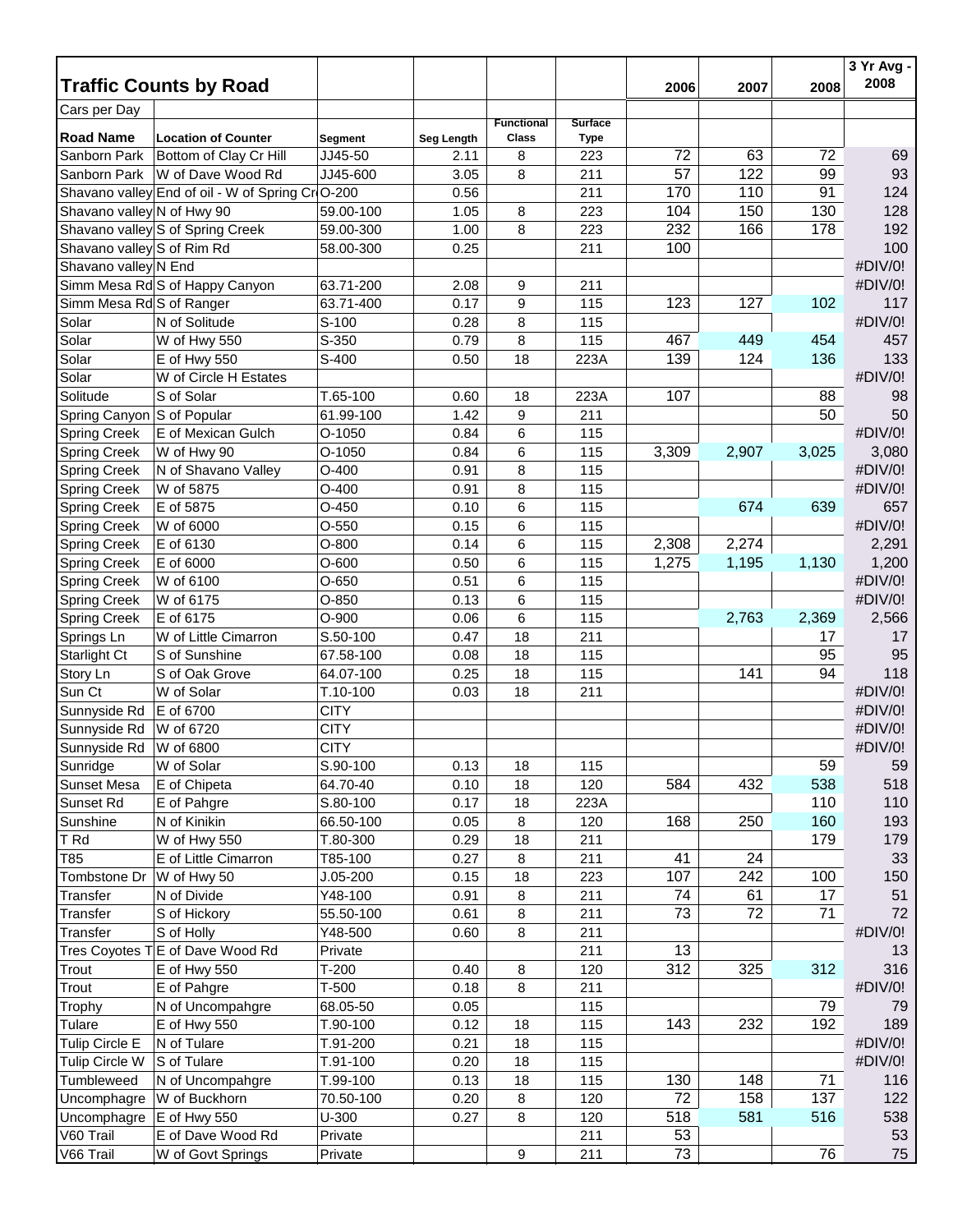| Traffic Counts by Road | | | | | | 2006 | 2007 | 2008 | 3 Yr Avg - 2008 |
|---|---|---|---|---|---|---|---|---|---|
| Cars per Day | | | | | | | | | |
| **Road Name** | **Location of Counter** | **Segment** | **Seg Length** | **Functional Class** | **Surface Type** | | | | |
| Sanborn Park | Bottom of Clay Cr Hill | JJ45-50 | 2.11 | 8 | 223 | 72 | 63 | 72 | 69 |
| Sanborn Park | W of Dave Wood Rd | JJ45-600 | 3.05 | 8 | 211 | 57 | 122 | 99 | 93 |
| Shavano valley | End of oil - W of Spring Cr | O-200 | 0.56 | | 211 | 170 | 110 | 91 | 124 |
| Shavano valley | N of Hwy 90 | 59.00-100 | 1.05 | 8 | 223 | 104 | 150 | 130 | 128 |
| Shavano valley | S of Spring Creek | 59.00-300 | 1.00 | 8 | 223 | 232 | 166 | 178 | 192 |
| Shavano valley | S of Rim Rd | 58.00-300 | 0.25 | | 211 | 100 | | | 100 |
| Shavano valley | N End | | | | | | | | #DIV/0! |
| Simm Mesa Rd | S of Happy Canyon | 63.71-200 | 2.08 | 9 | 211 | | | | #DIV/0! |
| Simm Mesa Rd | S of Ranger | 63.71-400 | 0.17 | 9 | 115 | 123 | 127 | 102 | 117 |
| Solar | N of Solitude | S-100 | 0.28 | 8 | 115 | | | | #DIV/0! |
| Solar | W of Hwy 550 | S-350 | 0.79 | 8 | 115 | 467 | 449 | 454 | 457 |
| Solar | E of Hwy 550 | S-400 | 0.50 | 18 | 223A | 139 | 124 | 136 | 133 |
| Solar | W of Circle H Estates | | | | | | | | #DIV/0! |
| Solitude | S of Solar | T.65-100 | 0.60 | 18 | 223A | 107 | | 88 | 98 |
| Spring Canyon | S of Popular | 61.99-100 | 1.42 | 9 | 211 | | | 50 | 50 |
| Spring Creek | E of Mexican Gulch | O-1050 | 0.84 | 6 | 115 | | | | #DIV/0! |
| Spring Creek | W of Hwy 90 | O-1050 | 0.84 | 6 | 115 | 3,309 | 2,907 | 3,025 | 3,080 |
| Spring Creek | N of Shavano Valley | O-400 | 0.91 | 8 | 115 | | | | #DIV/0! |
| Spring Creek | W of 5875 | O-400 | 0.91 | 8 | 115 | | | | #DIV/0! |
| Spring Creek | E of 5875 | O-450 | 0.10 | 6 | 115 | | 674 | 639 | 657 |
| Spring Creek | W of 6000 | O-550 | 0.15 | 6 | 115 | | | | #DIV/0! |
| Spring Creek | E of 6130 | O-800 | 0.14 | 6 | 115 | 2,308 | 2,274 | | 2,291 |
| Spring Creek | E of 6000 | O-600 | 0.50 | 6 | 115 | 1,275 | 1,195 | 1,130 | 1,200 |
| Spring Creek | W of 6100 | O-650 | 0.51 | 6 | 115 | | | | #DIV/0! |
| Spring Creek | W of 6175 | O-850 | 0.13 | 6 | 115 | | | | #DIV/0! |
| Spring Creek | E of 6175 | O-900 | 0.06 | 6 | 115 | | 2,763 | 2,369 | 2,566 |
| Springs Ln | W of Little Cimarron | S.50-100 | 0.47 | 18 | 211 | | | 17 | 17 |
| Starlight Ct | S of Sunshine | 67.58-100 | 0.08 | 18 | 115 | | | 95 | 95 |
| Story Ln | S of Oak Grove | 64.07-100 | 0.25 | 18 | 115 | | 141 | 94 | 118 |
| Sun Ct | W of Solar | T.10-100 | 0.03 | 18 | 211 | | | | #DIV/0! |
| Sunnyside Rd | E of 6700 | CITY | | | | | | | #DIV/0! |
| Sunnyside Rd | W of 6720 | CITY | | | | | | | #DIV/0! |
| Sunnyside Rd | W of 6800 | CITY | | | | | | | #DIV/0! |
| Sunridge | W of Solar | S.90-100 | 0.13 | 18 | 115 | | | 59 | 59 |
| Sunset Mesa | E of Chipeta | 64.70-40 | 0.10 | 18 | 120 | 584 | 432 | 538 | 518 |
| Sunset Rd | E of Pahgre | S.80-100 | 0.17 | 18 | 223A | | | 110 | 110 |
| Sunshine | N of Kinikin | 66.50-100 | 0.05 | 8 | 120 | 168 | 250 | 160 | 193 |
| T Rd | W of Hwy 550 | T.80-300 | 0.29 | 18 | 211 | | | 179 | 179 |
| T85 | E of Little Cimarron | T85-100 | 0.27 | 8 | 211 | 41 | 24 | | 33 |
| Tombstone Dr | W of Hwy 50 | J.05-200 | 0.15 | 18 | 223 | 107 | 242 | 100 | 150 |
| Transfer | N of Divide | Y48-100 | 0.91 | 8 | 211 | 74 | 61 | 17 | 51 |
| Transfer | S of Hickory | 55.50-100 | 0.61 | 8 | 211 | 73 | 72 | 71 | 72 |
| Transfer | S of Holly | Y48-500 | 0.60 | 8 | 211 | | | | #DIV/0! |
| Tres Coyotes T | E of Dave Wood Rd | Private | | | 211 | 13 | | | 13 |
| Trout | E of Hwy 550 | T-200 | 0.40 | 8 | 120 | 312 | 325 | 312 | 316 |
| Trout | E of Pahgre | T-500 | 0.18 | 8 | 211 | | | | #DIV/0! |
| Trophy | N of Uncompahgre | 68.05-50 | 0.05 | | 115 | | | 79 | 79 |
| Tulare | E of Hwy 550 | T.90-100 | 0.12 | 18 | 115 | 143 | 232 | 192 | 189 |
| Tulip Circle E | N of Tulare | T.91-200 | 0.21 | 18 | 115 | | | | #DIV/0! |
| Tulip Circle W | S of Tulare | T.91-100 | 0.20 | 18 | 115 | | | | #DIV/0! |
| Tumbleweed | N of Uncompahgre | T.99-100 | 0.13 | 18 | 115 | 130 | 148 | 71 | 116 |
| Uncomphagre | W of Buckhorn | 70.50-100 | 0.20 | 8 | 120 | 72 | 158 | 137 | 122 |
| Uncomphagre | E of Hwy 550 | U-300 | 0.27 | 8 | 120 | 518 | 581 | 516 | 538 |
| V60 Trail | E of Dave Wood Rd | Private | | | 211 | 53 | | | 53 |
| V66 Trail | W of Govt Springs | Private | | 9 | 211 | 73 | | 76 | 75 |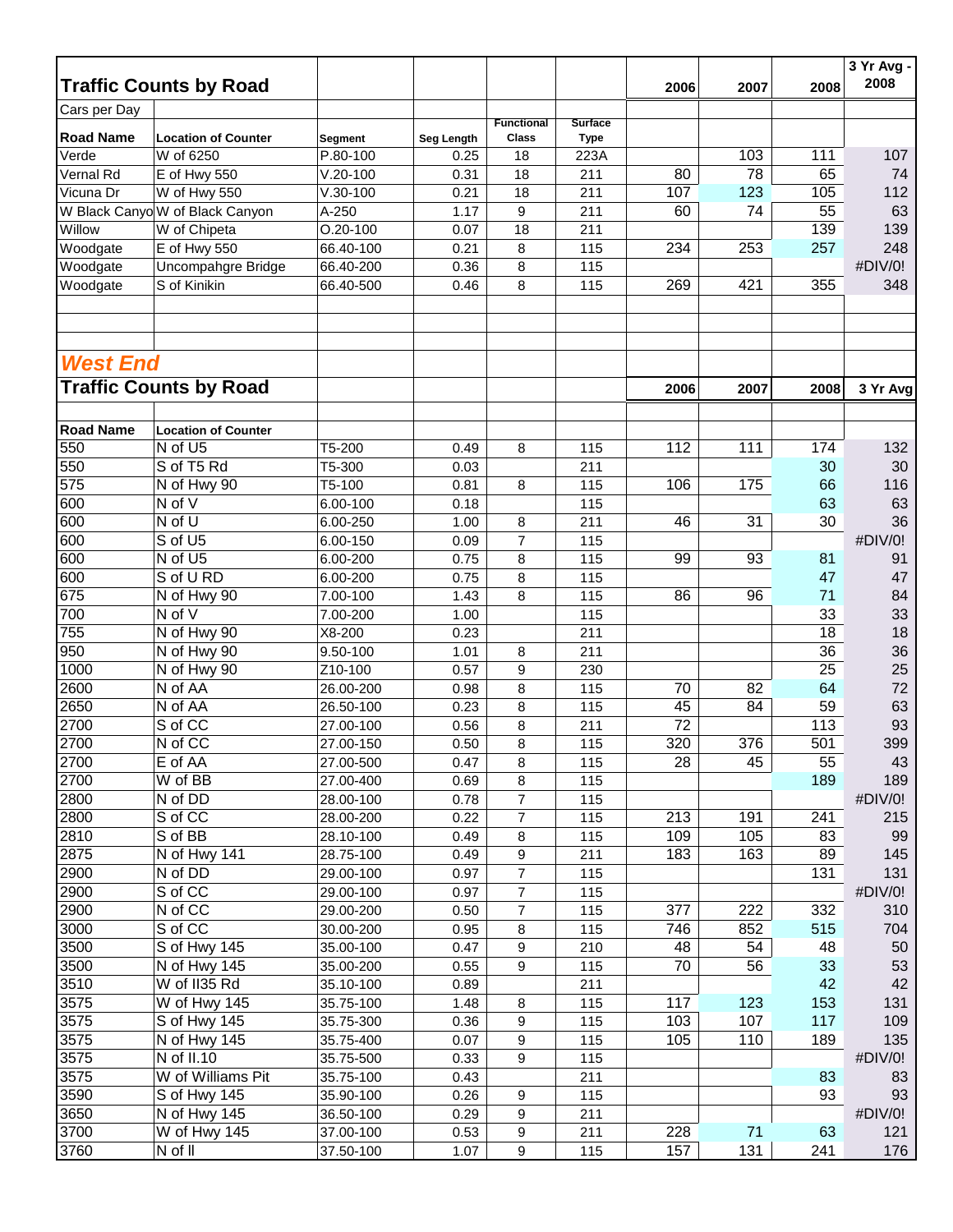## Traffic Counts by Road

Cars per Day

| Road Name | Location of Counter | Segment | Seg Length | Functional Class | Surface Type | 2006 | 2007 | 2008 | 3 Yr Avg - 2008 |
|---|---|---|---|---|---|---|---|---|---|
| Verde | W of 6250 | P.80-100 | 0.25 | 18 | 223A | | 103 | 111 | 107 |
| Vernal Rd | E of Hwy 550 | V.20-100 | 0.31 | 18 | 211 | 80 | 78 | 65 | 74 |
| Vicuna Dr | W of Hwy 550 | V.30-100 | 0.21 | 18 | 211 | 107 | 123 | 105 | 112 |
| W Black Canyo | W of Black Canyon | A-250 | 1.17 | 9 | 211 | 60 | 74 | 55 | 63 |
| Willow | W of Chipeta | O.20-100 | 0.07 | 18 | 211 | | | 139 | 139 |
| Woodgate | E of Hwy 550 | 66.40-100 | 0.21 | 8 | 115 | 234 | 253 | 257 | 248 |
| Woodgate | Uncompahgre Bridge | 66.40-200 | 0.36 | 8 | 115 | | | | #DIV/0! |
| Woodgate | S of Kinikin | 66.40-500 | 0.46 | 8 | 115 | 269 | 421 | 355 | 348 |

## *West End*

## Traffic Counts by Road

| Road Name | Location of Counter | Segment | Seg Length | Functional Class | Surface Type | 2006 | 2007 | 2008 | 3 Yr Avg |
|---|---|---|---|---|---|---|---|---|---|
| 550 | N of U5 | T5-200 | 0.49 | 8 | 115 | 112 | 111 | 174 | 132 |
| 550 | S of T5 Rd | T5-300 | 0.03 | | 211 | | | 30 | 30 |
| 575 | N of Hwy 90 | T5-100 | 0.81 | 8 | 115 | 106 | 175 | 66 | 116 |
| 600 | N of V | 6.00-100 | 0.18 | | 115 | | | 63 | 63 |
| 600 | N of U | 6.00-250 | 1.00 | 8 | 211 | 46 | 31 | 30 | 36 |
| 600 | S of U5 | 6.00-150 | 0.09 | 7 | 115 | | | | #DIV/0! |
| 600 | N of U5 | 6.00-200 | 0.75 | 8 | 115 | 99 | 93 | 81 | 91 |
| 600 | S of U RD | 6.00-200 | 0.75 | 8 | 115 | | | 47 | 47 |
| 675 | N of Hwy 90 | 7.00-100 | 1.43 | 8 | 115 | 86 | 96 | 71 | 84 |
| 700 | N of V | 7.00-200 | 1.00 | | 115 | | | 33 | 33 |
| 755 | N of Hwy 90 | X8-200 | 0.23 | | 211 | | | 18 | 18 |
| 950 | N of Hwy 90 | 9.50-100 | 1.01 | 8 | 211 | | | 36 | 36 |
| 1000 | N of Hwy 90 | Z10-100 | 0.57 | 9 | 230 | | | 25 | 25 |
| 2600 | N of AA | 26.00-200 | 0.98 | 8 | 115 | 70 | 82 | 64 | 72 |
| 2650 | N of AA | 26.50-100 | 0.23 | 8 | 115 | 45 | 84 | 59 | 63 |
| 2700 | S of CC | 27.00-100 | 0.56 | 8 | 211 | 72 | | 113 | 93 |
| 2700 | N of CC | 27.00-150 | 0.50 | 8 | 115 | 320 | 376 | 501 | 399 |
| 2700 | E of AA | 27.00-500 | 0.47 | 8 | 115 | 28 | 45 | 55 | 43 |
| 2700 | W of BB | 27.00-400 | 0.69 | 8 | 115 | | | 189 | 189 |
| 2800 | N of DD | 28.00-100 | 0.78 | 7 | 115 | | | | #DIV/0! |
| 2800 | S of CC | 28.00-200 | 0.22 | 7 | 115 | 213 | 191 | 241 | 215 |
| 2810 | S of BB | 28.10-100 | 0.49 | 8 | 115 | 109 | 105 | 83 | 99 |
| 2875 | N of Hwy 141 | 28.75-100 | 0.49 | 9 | 211 | 183 | 163 | 89 | 145 |
| 2900 | N of DD | 29.00-100 | 0.97 | 7 | 115 | | | 131 | 131 |
| 2900 | S of CC | 29.00-100 | 0.97 | 7 | 115 | | | | #DIV/0! |
| 2900 | N of CC | 29.00-200 | 0.50 | 7 | 115 | 377 | 222 | 332 | 310 |
| 3000 | S of CC | 30.00-200 | 0.95 | 8 | 115 | 746 | 852 | 515 | 704 |
| 3500 | S of Hwy 145 | 35.00-100 | 0.47 | 9 | 210 | 48 | 54 | 48 | 50 |
| 3500 | N of Hwy 145 | 35.00-200 | 0.55 | 9 | 115 | 70 | 56 | 33 | 53 |
| 3510 | W of II35 Rd | 35.10-100 | 0.89 | | 211 | | | 42 | 42 |
| 3575 | W of Hwy 145 | 35.75-100 | 1.48 | 8 | 115 | 117 | 123 | 153 | 131 |
| 3575 | S of Hwy 145 | 35.75-300 | 0.36 | 9 | 115 | 103 | 107 | 117 | 109 |
| 3575 | N of Hwy 145 | 35.75-400 | 0.07 | 9 | 115 | 105 | 110 | 189 | 135 |
| 3575 | N of II.10 | 35.75-500 | 0.33 | 9 | 115 | | | | #DIV/0! |
| 3575 | W of Williams Pit | 35.75-100 | 0.43 | | 211 | | | 83 | 83 |
| 3590 | S of Hwy 145 | 35.90-100 | 0.26 | 9 | 115 | | | 93 | 93 |
| 3650 | N of Hwy 145 | 36.50-100 | 0.29 | 9 | 211 | | | | #DIV/0! |
| 3700 | W of Hwy 145 | 37.00-100 | 0.53 | 9 | 211 | 228 | 71 | 63 | 121 |
| 3760 | N of II | 37.50-100 | 1.07 | 9 | 115 | 157 | 131 | 241 | 176 |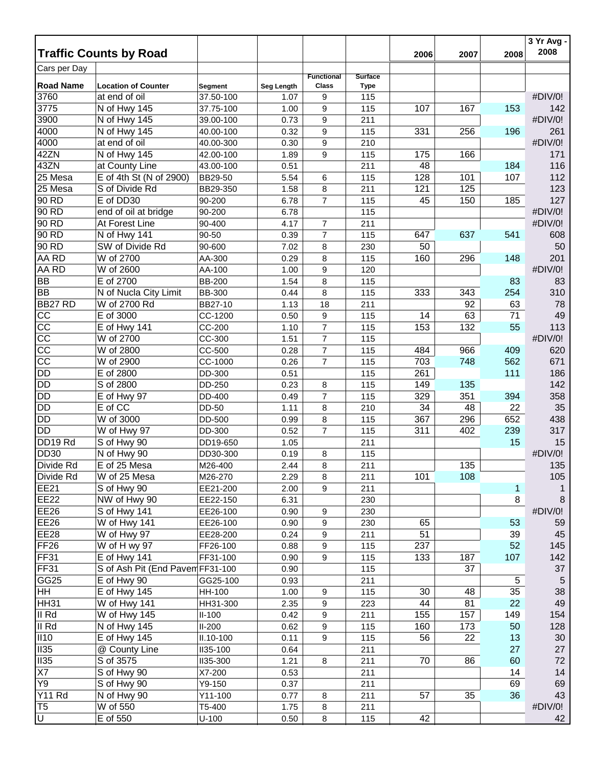## Traffic Counts by Road

Cars per Day

| Road Name | Location of Counter | Segment | Seg Length | Functional Class | Surface Type | 2006 | 2007 | 2008 | 3 Yr Avg - 2008 |
|---|---|---|---|---|---|---|---|---|---|
| 3760 | at end of oil | 37.50-100 | 1.07 | 9 | 115 | | | | #DIV/0! |
| 3775 | N of Hwy 145 | 37.75-100 | 1.00 | 9 | 115 | 107 | 167 | 153 | 142 |
| 3900 | N of Hwy 145 | 39.00-100 | 0.73 | 9 | 211 | | | | #DIV/0! |
| 4000 | N of Hwy 145 | 40.00-100 | 0.32 | 9 | 115 | 331 | 256 | 196 | 261 |
| 4000 | at end of oil | 40.00-300 | 0.30 | 9 | 210 | | | | #DIV/0! |
| 42ZN | N of Hwy 145 | 42.00-100 | 1.89 | 9 | 115 | 175 | 166 | | 171 |
| 43ZN | at County Line | 43.00-100 | 0.51 | | 211 | 48 | | 184 | 116 |
| 25 Mesa | E of 4th St (N of 2900) | BB29-50 | 5.54 | 6 | 115 | 128 | 101 | 107 | 112 |
| 25 Mesa | S of Divide Rd | BB29-350 | 1.58 | 8 | 211 | 121 | 125 | | 123 |
| 90 RD | E of DD30 | 90-200 | 6.78 | 7 | 115 | 45 | 150 | 185 | 127 |
| 90 RD | end of oil at bridge | 90-200 | 6.78 | | 115 | | | | #DIV/0! |
| 90 RD | At Forest Line | 90-400 | 4.17 | 7 | 211 | | | | #DIV/0! |
| 90 RD | N of Hwy 141 | 90-50 | 0.39 | 7 | 115 | 647 | 637 | 541 | 608 |
| 90 RD | SW of Divide Rd | 90-600 | 7.02 | 8 | 230 | 50 | | | 50 |
| AA RD | W of 2700 | AA-300 | 0.29 | 8 | 115 | 160 | 296 | 148 | 201 |
| AA RD | W of 2600 | AA-100 | 1.00 | 9 | 120 | | | | #DIV/0! |
| BB | E of 2700 | BB-200 | 1.54 | 8 | 115 | | | 83 | 83 |
| BB | N of Nucla City Limit | BB-300 | 0.44 | 8 | 115 | 333 | 343 | 254 | 310 |
| BB27 RD | W of 2700 Rd | BB27-10 | 1.13 | 18 | 211 | | 92 | 63 | 78 |
| CC | E of 3000 | CC-1200 | 0.50 | 9 | 115 | 14 | 63 | 71 | 49 |
| CC | E of Hwy 141 | CC-200 | 1.10 | 7 | 115 | 153 | 132 | 55 | 113 |
| CC | W of 2700 | CC-300 | 1.51 | 7 | 115 | | | | #DIV/0! |
| CC | W of 2800 | CC-500 | 0.28 | 7 | 115 | 484 | 966 | 409 | 620 |
| CC | W of 2900 | CC-1000 | 0.26 | 7 | 115 | 703 | 748 | 562 | 671 |
| DD | E of 2800 | DD-300 | 0.51 | | 115 | 261 | | 111 | 186 |
| DD | S of 2800 | DD-250 | 0.23 | 8 | 115 | 149 | 135 | | 142 |
| DD | E of Hwy 97 | DD-400 | 0.49 | 7 | 115 | 329 | 351 | 394 | 358 |
| DD | E of CC | DD-50 | 1.11 | 8 | 210 | 34 | 48 | 22 | 35 |
| DD | W of 3000 | DD-500 | 0.99 | 8 | 115 | 367 | 296 | 652 | 438 |
| DD | W of Hwy 97 | DD-300 | 0.52 | 7 | 115 | 311 | 402 | 239 | 317 |
| DD19 Rd | S of Hwy 90 | DD19-650 | 1.05 | | 211 | | | 15 | 15 |
| DD30 | N of Hwy 90 | DD30-300 | 0.19 | 8 | 115 | | | | #DIV/0! |
| Divide Rd | E of 25 Mesa | M26-400 | 2.44 | 8 | 211 | | 135 | | 135 |
| Divide Rd | W of 25 Mesa | M26-270 | 2.29 | 8 | 211 | 101 | 108 | | 105 |
| EE21 | S of Hwy 90 | EE21-200 | 2.00 | 9 | 211 | | | 1 | 1 |
| EE22 | NW of Hwy 90 | EE22-150 | 6.31 | | 230 | | | 8 | 8 |
| EE26 | S of Hwy 141 | EE26-100 | 0.90 | 9 | 230 | | | | #DIV/0! |
| EE26 | W of Hwy 141 | EE26-100 | 0.90 | 9 | 230 | 65 | | 53 | 59 |
| EE28 | W of Hwy 97 | EE28-200 | 0.24 | 9 | 211 | 51 | | 39 | 45 |
| FF26 | W of H wy 97 | FF26-100 | 0.88 | 9 | 115 | 237 | | 52 | 145 |
| FF31 | E of Hwy 141 | FF31-100 | 0.90 | 9 | 115 | 133 | 187 | 107 | 142 |
| FF31 | S of Ash Pit (End Pavem | FF31-100 | 0.90 | | 115 | | 37 | | 37 |
| GG25 | E of Hwy 90 | GG25-100 | 0.93 | | 211 | | | 5 | 5 |
| HH | E of Hwy 145 | HH-100 | 1.00 | 9 | 115 | 30 | 48 | 35 | 38 |
| HH31 | W of Hwy 141 | HH31-300 | 2.35 | 9 | 223 | 44 | 81 | 22 | 49 |
| II Rd | W of Hwy 145 | II-100 | 0.42 | 9 | 211 | 155 | 157 | 149 | 154 |
| II Rd | N of Hwy 145 | II-200 | 0.62 | 9 | 115 | 160 | 173 | 50 | 128 |
| II10 | E of Hwy 145 | II.10-100 | 0.11 | 9 | 115 | 56 | 22 | 13 | 30 |
| II35 | @ County Line | II35-100 | 0.64 | | 211 | | | 27 | 27 |
| II35 | S of 3575 | II35-300 | 1.21 | 8 | 211 | 70 | 86 | 60 | 72 |
| X7 | S of Hwy 90 | X7-200 | 0.53 | | 211 | | | 14 | 14 |
| Y9 | S of Hwy 90 | Y9-150 | 0.37 | | 211 | | | 69 | 69 |
| Y11 Rd | N of Hwy 90 | Y11-100 | 0.77 | 8 | 211 | 57 | 35 | 36 | 43 |
| T5 | W of 550 | T5-400 | 1.75 | 8 | 211 | | | | #DIV/0! |
| U | E of 550 | U-100 | 0.50 | 8 | 115 | 42 | | | 42 |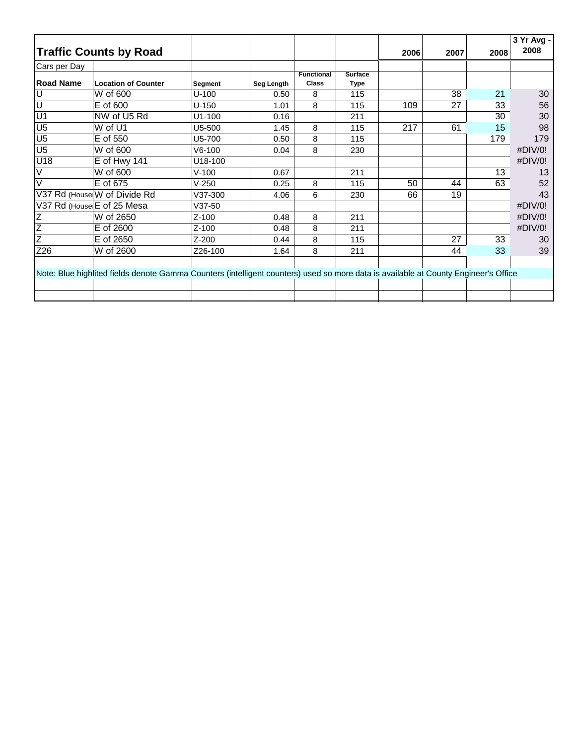## Traffic Counts by Road

Cars per Day

| Road Name | Location of Counter | Segment | Seg Length | Functional Class | Surface Type | 2006 | 2007 | 2008 | 3 Yr Avg - 2008 |
|---|---|---|---|---|---|---|---|---|---|
| U | W of 600 | U-100 | 0.50 | 8 | 115 | | 38 | 21 | 30 |
| U | E of 600 | U-150 | 1.01 | 8 | 115 | 109 | 27 | 33 | 56 |
| U1 | NW of U5 Rd | U1-100 | 0.16 | | 211 | | | 30 | 30 |
| U5 | W of U1 | U5-500 | 1.45 | 8 | 115 | 217 | 61 | 15 | 98 |
| U5 | E of 550 | U5-700 | 0.50 | 8 | 115 | | | 179 | 179 |
| U5 | W of 600 | V6-100 | 0.04 | 8 | 230 | | | | #DIV/0! |
| U18 | E of Hwy 141 | U18-100 | | | | | | | #DIV/0! |
| V | W of 600 | V-100 | 0.67 | | 211 | | | 13 | 13 |
| V | E of 675 | V-250 | 0.25 | 8 | 115 | 50 | 44 | 63 | 52 |
| V37 Rd (House | W of Divide Rd | V37-300 | 4.06 | 6 | 230 | 66 | 19 | | 43 |
| V37 Rd (House | E of 25 Mesa | V37-50 | | | | | | | #DIV/0! |
| Z | W of 2650 | Z-100 | 0.48 | 8 | 211 | | | | #DIV/0! |
| Z | E of 2600 | Z-100 | 0.48 | 8 | 211 | | | | #DIV/0! |
| Z | E of 2650 | Z-200 | 0.44 | 8 | 115 | | 27 | 33 | 30 |
| Z26 | W of 2600 | Z26-100 | 1.64 | 8 | 211 | | 44 | 33 | 39 |

Note: Blue highlited fields denote Gamma Counters (intelligent counters) used so more data is available at County Engineer's Office